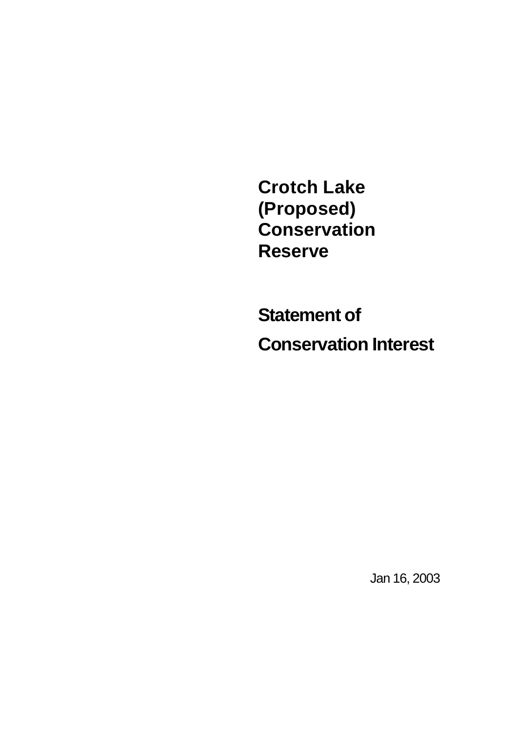# Crotch Lake (Proposed) Conservation Reserve

## Statement of Conservation Interest

Jan 16, 2003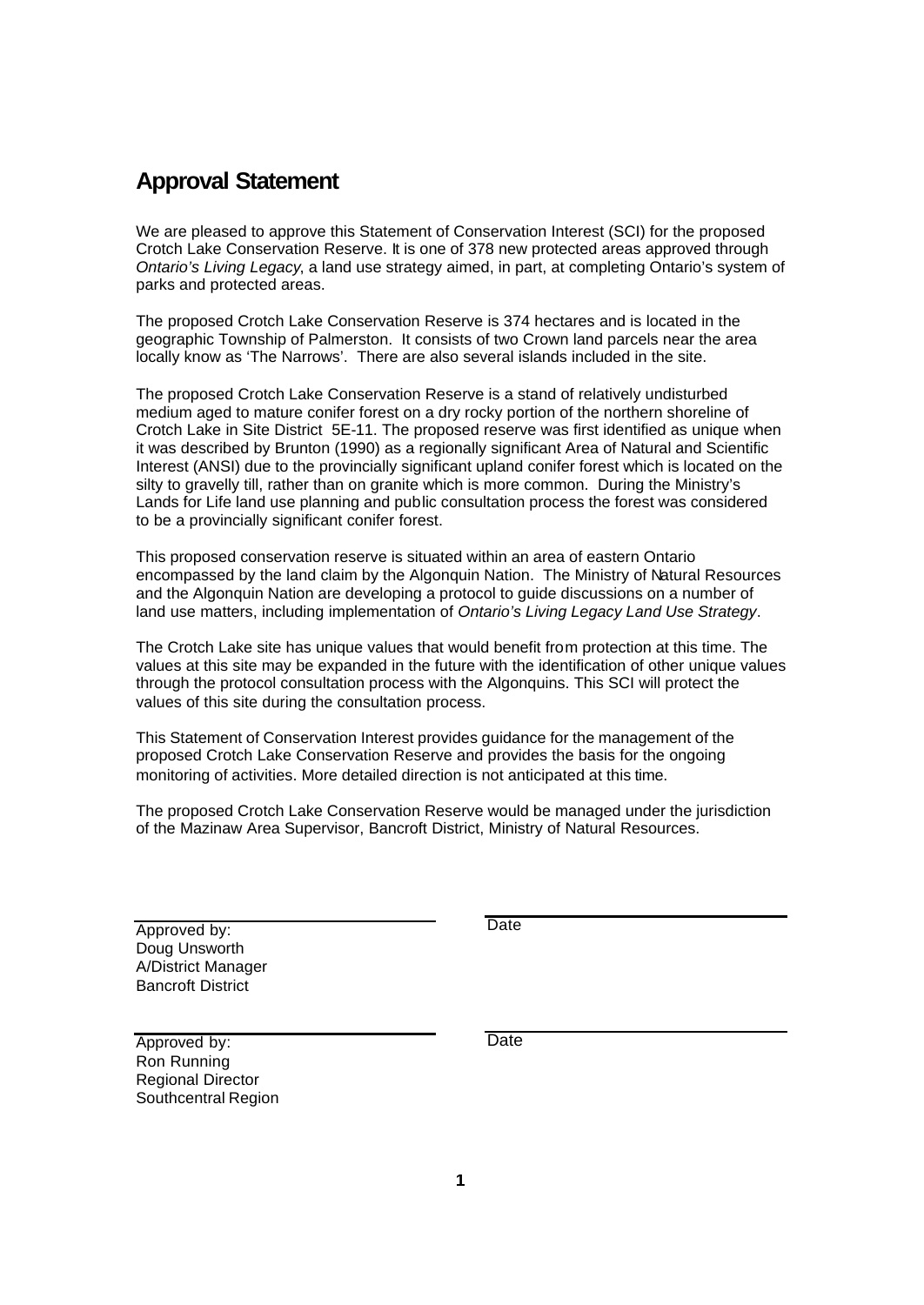# Approval Statement

We are pleased to approve this Statement of Conservation Interest (SCI) for the proposed Crotch Lake Conservation Reserve. It is one of 378 new protected areas approved through *Ontario's Living Legacy*, a land use strategy aimed, in part, at completing Ontario's system of parks and protected areas.

The proposed Crotch Lake Conservation Reserve is 374 hectares and is located in the geographic Township of Palmerston. It consists of two Crown land parcels near the area locally know as 'The Narrows'. There are also several islands included in the site.

The proposed Crotch Lake Conservation Reserve is a stand of relatively undisturbed medium aged to mature conifer forest on a dry rocky portion of the northern shoreline of Crotch Lake in Site District 5E-11. The proposed reserve was first identified as unique when it was described by Brunton (1990) as a regionally significant Area of Natural and Scientific Interest (ANSI) due to the provincially significant upland conifer forest which is located on the silty to gravelly till, rather than on granite which is more common. During the Ministry's Lands for Life land use planning and public consultation process the forest was considered to be a provincially significant conifer forest.

This proposed conservation reserve is situated within an area of eastern Ontario encompassed by the land claim by the Algonquin Nation. The Ministry of Natural Resources and the Algonquin Nation are developing a protocol to guide discussions on a number of land use matters, including implementation of *Ontario's Living Legacy Land Use Strategy*.

The Crotch Lake site has unique values that would benefit from protection at this time. The values at this site may be expanded in the future with the identification of other unique values through the protocol consultation process with the Algonquins. This SCI will protect the values of this site during the consultation process.

This Statement of Conservation Interest provides guidance for the management of the proposed Crotch Lake Conservation Reserve and provides the basis for the ongoing monitoring of activities. More detailed direction is not anticipated at this time.

The proposed Crotch Lake Conservation Reserve would be managed under the jurisdiction of the Mazinaw Area Supervisor, Bancroft District, Ministry of Natural Resources.

Approved by:
Doug Unsworth
A/District Manager
Bancroft District

Date

Approved by:
Ron Running
Regional Director
Southcentral Region

Date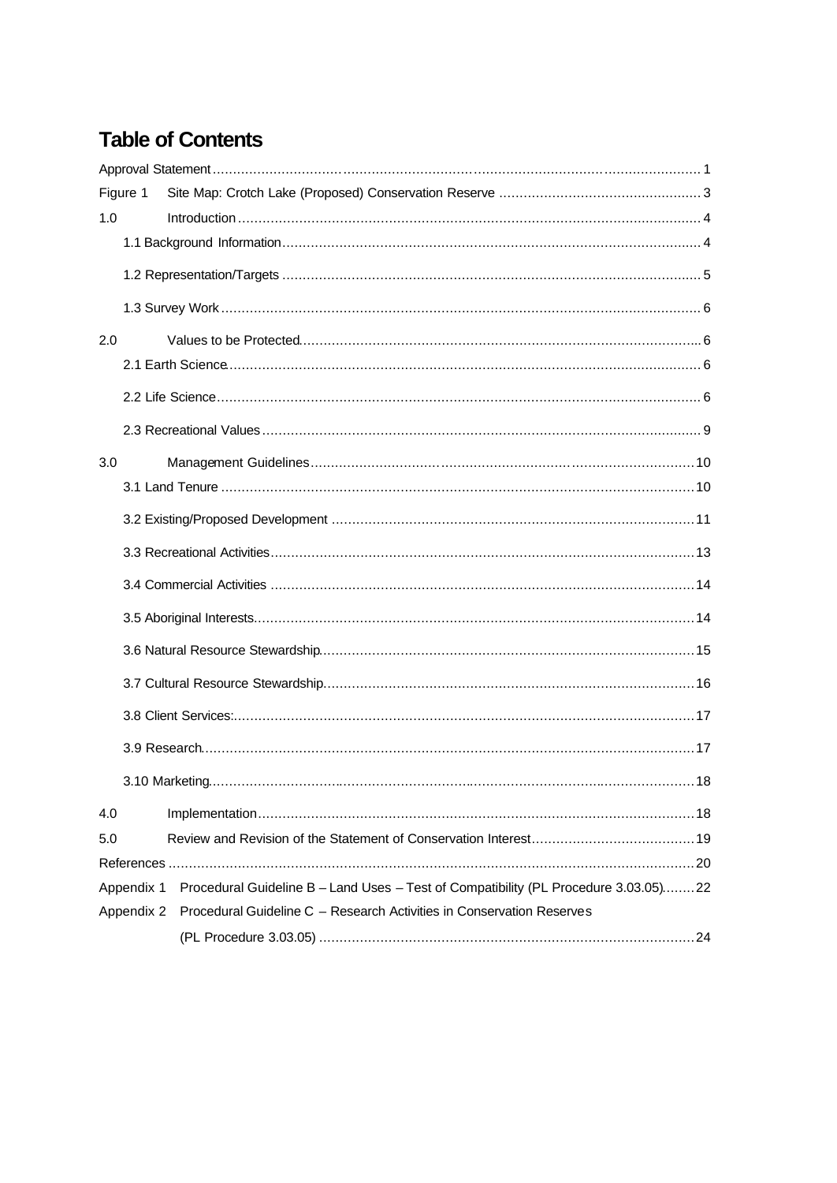# Table of Contents

Approval Statement ........................................................................................................................ 1

Figure 1 Site Map: Crotch Lake (Proposed) Conservation Reserve .................................................. 3

1.0 Introduction ................................................................................................................ 4

- 1.1 Background Information ...................................................................................................... 4
- 1.2 Representation/Targets ...................................................................................................... 5
- 1.3 Survey Work ..................................................................................................................... 6

2.0 Values to be Protected ................................................................................................ 6

- 2.1 Earth Science ................................................................................................................... 6
- 2.2 Life Science ...................................................................................................................... 6
- 2.3 Recreational Values ........................................................................................................... 9

3.0 Management Guidelines ............................................................................................. 10

- 3.1 Land Tenure ................................................................................................................... 10
- 3.2 Existing/Proposed Development ........................................................................................ 11
- 3.3 Recreational Activities ....................................................................................................... 13
- 3.4 Commercial Activities ....................................................................................................... 14
- 3.5 Aboriginal Interests ........................................................................................................... 14
- 3.6 Natural Resource Stewardship ........................................................................................... 15
- 3.7 Cultural Resource Stewardship .......................................................................................... 16
- 3.8 Client Services: ................................................................................................................ 17
- 3.9 Research ......................................................................................................................... 17
- 3.10 Marketing ...................................................................................................................... 18

4.0 Implementation .......................................................................................................... 18

5.0 Review and Revision of the Statement of Conservation Interest ........................................ 19

References ................................................................................................................................ 20

Appendix 1 Procedural Guideline B – Land Uses – Test of Compatibility (PL Procedure 3.03.05) ........ 22

Appendix 2 Procedural Guideline C – Research Activities in Conservation Reserves (PL Procedure 3.03.05) ........................................................................................... 24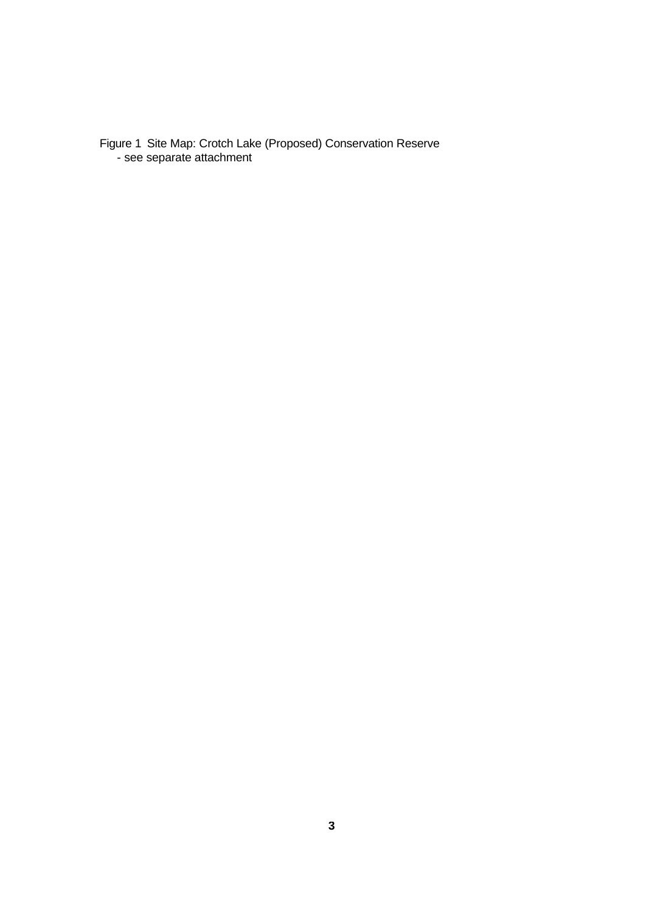Figure 1 Site Map: Crotch Lake (Proposed) Conservation Reserve
- see separate attachment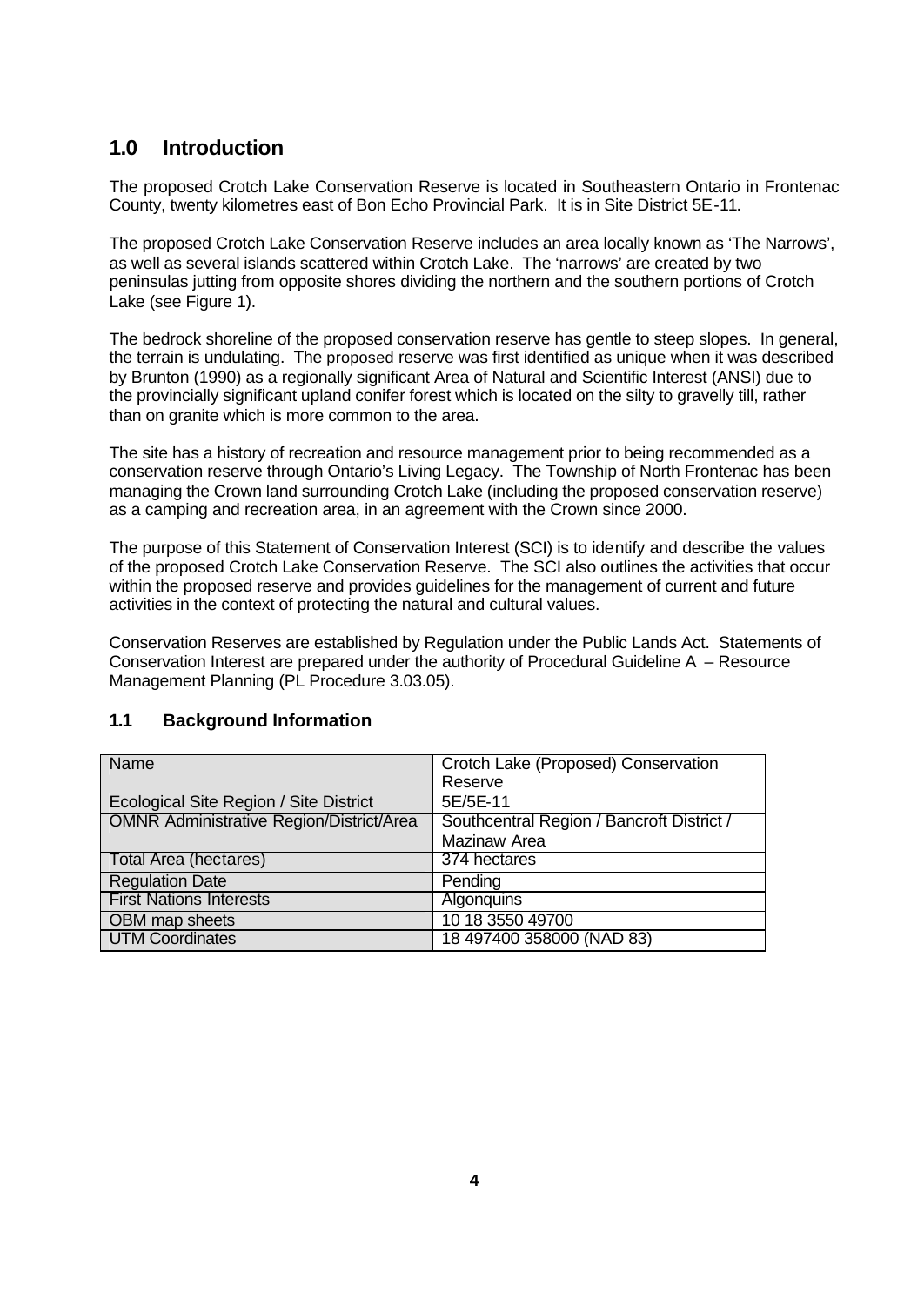## 1.0 Introduction

The proposed Crotch Lake Conservation Reserve is located in Southeastern Ontario in Frontenac County, twenty kilometres east of Bon Echo Provincial Park. It is in Site District 5E-11.

The proposed Crotch Lake Conservation Reserve includes an area locally known as 'The Narrows', as well as several islands scattered within Crotch Lake. The 'narrows' are created by two peninsulas jutting from opposite shores dividing the northern and the southern portions of Crotch Lake (see Figure 1).

The bedrock shoreline of the proposed conservation reserve has gentle to steep slopes. In general, the terrain is undulating. The proposed reserve was first identified as unique when it was described by Brunton (1990) as a regionally significant Area of Natural and Scientific Interest (ANSI) due to the provincially significant upland conifer forest which is located on the silty to gravelly till, rather than on granite which is more common to the area.

The site has a history of recreation and resource management prior to being recommended as a conservation reserve through Ontario's Living Legacy. The Township of North Frontenac has been managing the Crown land surrounding Crotch Lake (including the proposed conservation reserve) as a camping and recreation area, in an agreement with the Crown since 2000.

The purpose of this Statement of Conservation Interest (SCI) is to identify and describe the values of the proposed Crotch Lake Conservation Reserve. The SCI also outlines the activities that occur within the proposed reserve and provides guidelines for the management of current and future activities in the context of protecting the natural and cultural values.

Conservation Reserves are established by Regulation under the Public Lands Act. Statements of Conservation Interest are prepared under the authority of Procedural Guideline A – Resource Management Planning (PL Procedure 3.03.05).

### 1.1 Background Information

| Name | Crotch Lake (Proposed) Conservation Reserve |
|---|---|
| Ecological Site Region / Site District | 5E/5E-11 |
| OMNR Administrative Region/District/Area | Southcentral Region / Bancroft District / Mazinaw Area |
| Total Area (hectares) | 374 hectares |
| Regulation Date | Pending |
| First Nations Interests | Algonquins |
| OBM map sheets | 10 18 3550 49700 |
| UTM Coordinates | 18 497400 358000 (NAD 83) |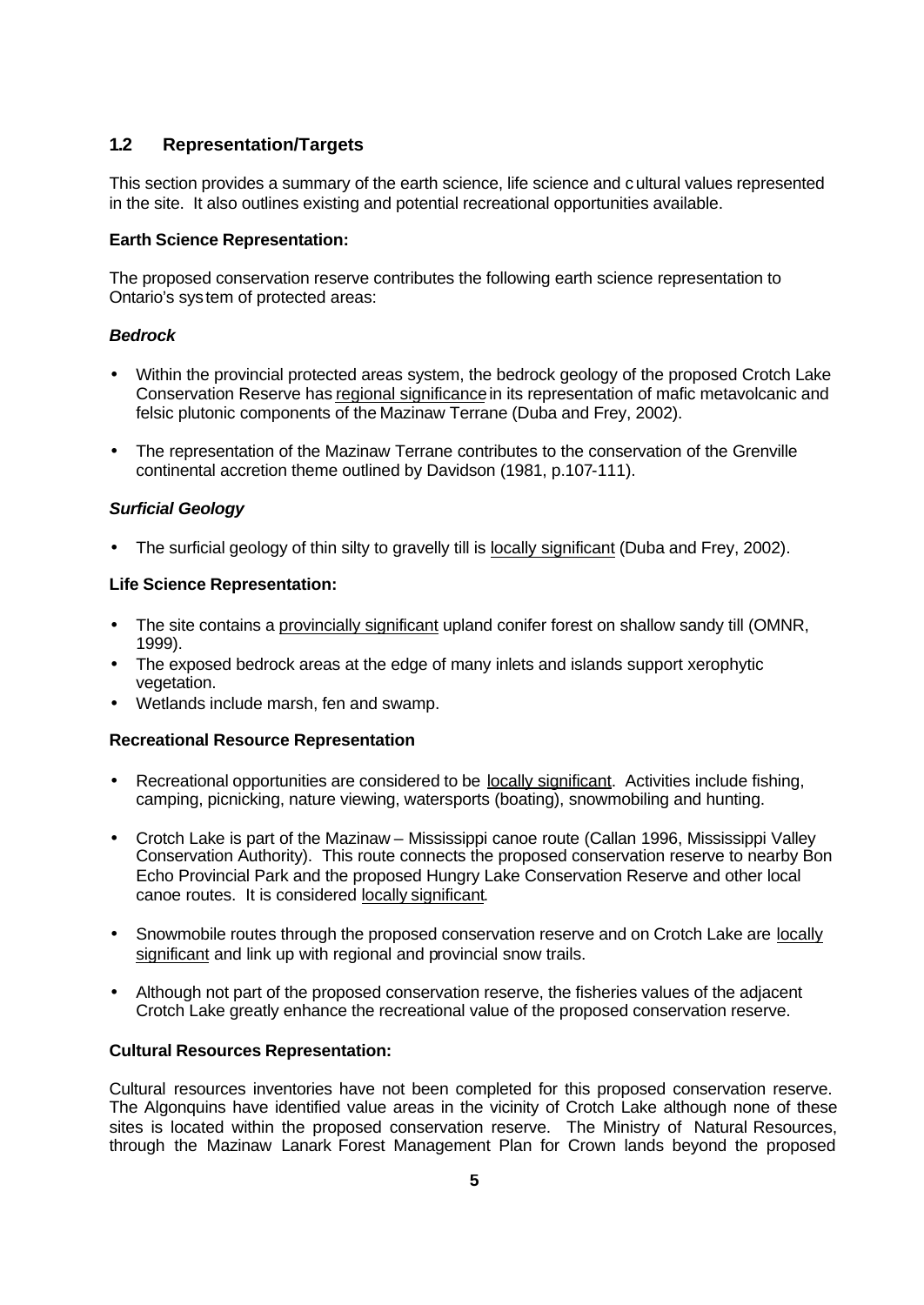## 1.2 Representation/Targets

This section provides a summary of the earth science, life science and cultural values represented in the site. It also outlines existing and potential recreational opportunities available.

**Earth Science Representation:**

The proposed conservation reserve contributes the following earth science representation to Ontario's system of protected areas:

***Bedrock***

- Within the provincial protected areas system, the bedrock geology of the proposed Crotch Lake Conservation Reserve has regional significance in its representation of mafic metavolcanic and felsic plutonic components of the Mazinaw Terrane (Duba and Frey, 2002).
- The representation of the Mazinaw Terrane contributes to the conservation of the Grenville continental accretion theme outlined by Davidson (1981, p.107-111).

***Surficial Geology***

- The surficial geology of thin silty to gravelly till is locally significant (Duba and Frey, 2002).

**Life Science Representation:**

- The site contains a provincially significant upland conifer forest on shallow sandy till (OMNR, 1999).
- The exposed bedrock areas at the edge of many inlets and islands support xerophytic vegetation.
- Wetlands include marsh, fen and swamp.

**Recreational Resource Representation**

- Recreational opportunities are considered to be locally significant. Activities include fishing, camping, picnicking, nature viewing, watersports (boating), snowmobiling and hunting.
- Crotch Lake is part of the Mazinaw – Mississippi canoe route (Callan 1996, Mississippi Valley Conservation Authority). This route connects the proposed conservation reserve to nearby Bon Echo Provincial Park and the proposed Hungry Lake Conservation Reserve and other local canoe routes. It is considered locally significant.
- Snowmobile routes through the proposed conservation reserve and on Crotch Lake are locally significant and link up with regional and provincial snow trails.
- Although not part of the proposed conservation reserve, the fisheries values of the adjacent Crotch Lake greatly enhance the recreational value of the proposed conservation reserve.

**Cultural Resources Representation:**

Cultural resources inventories have not been completed for this proposed conservation reserve. The Algonquins have identified value areas in the vicinity of Crotch Lake although none of these sites is located within the proposed conservation reserve. The Ministry of Natural Resources, through the Mazinaw Lanark Forest Management Plan for Crown lands beyond the proposed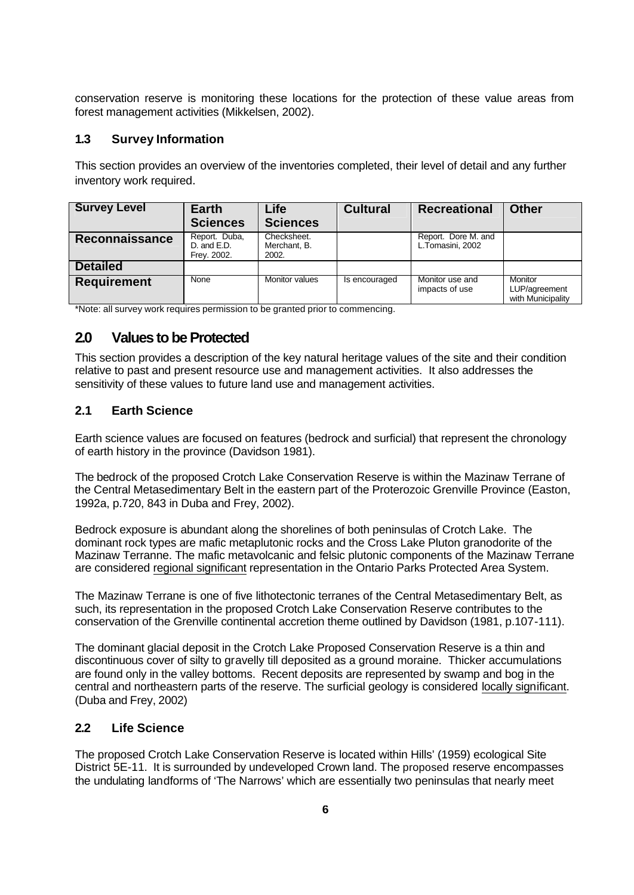conservation reserve is monitoring these locations for the protection of these value areas from forest management activities (Mikkelsen, 2002).

### 1.3 Survey Information

This section provides an overview of the inventories completed, their level of detail and any further inventory work required.

| Survey Level | Earth Sciences | Life Sciences | Cultural | Recreational | Other |
|---|---|---|---|---|---|
| Reconnaissance | Report. Duba, D. and E.D. Frey. 2002. | Checksheet. Merchant, B. 2002. | | Report. Dore M. and L.Tomasini, 2002 | |
| Detailed | | | | | |
| Requirement | None | Monitor values | Is encouraged | Monitor use and impacts of use | Monitor LUP/agreement with Municipality |

*Note: all survey work requires permission to be granted prior to commencing.

## 2.0 Values to be Protected

This section provides a description of the key natural heritage values of the site and their condition relative to past and present resource use and management activities. It also addresses the sensitivity of these values to future land use and management activities.

### 2.1 Earth Science

Earth science values are focused on features (bedrock and surficial) that represent the chronology of earth history in the province (Davidson 1981).

The bedrock of the proposed Crotch Lake Conservation Reserve is within the Mazinaw Terrane of the Central Metasedimentary Belt in the eastern part of the Proterozoic Grenville Province (Easton, 1992a, p.720, 843 in Duba and Frey, 2002).

Bedrock exposure is abundant along the shorelines of both peninsulas of Crotch Lake. The dominant rock types are mafic metaplutonic rocks and the Cross Lake Pluton granodorite of the Mazinaw Terranne. The mafic metavolcanic and felsic plutonic components of the Mazinaw Terrane are considered regional significant representation in the Ontario Parks Protected Area System.

The Mazinaw Terrane is one of five lithotectonic terranes of the Central Metasedimentary Belt, as such, its representation in the proposed Crotch Lake Conservation Reserve contributes to the conservation of the Grenville continental accretion theme outlined by Davidson (1981, p.107-111).

The dominant glacial deposit in the Crotch Lake Proposed Conservation Reserve is a thin and discontinuous cover of silty to gravelly till deposited as a ground moraine. Thicker accumulations are found only in the valley bottoms. Recent deposits are represented by swamp and bog in the central and northeastern parts of the reserve. The surficial geology is considered locally significant. (Duba and Frey, 2002)

### 2.2 Life Science

The proposed Crotch Lake Conservation Reserve is located within Hills' (1959) ecological Site District 5E-11. It is surrounded by undeveloped Crown land. The proposed reserve encompasses the undulating landforms of 'The Narrows' which are essentially two peninsulas that nearly meet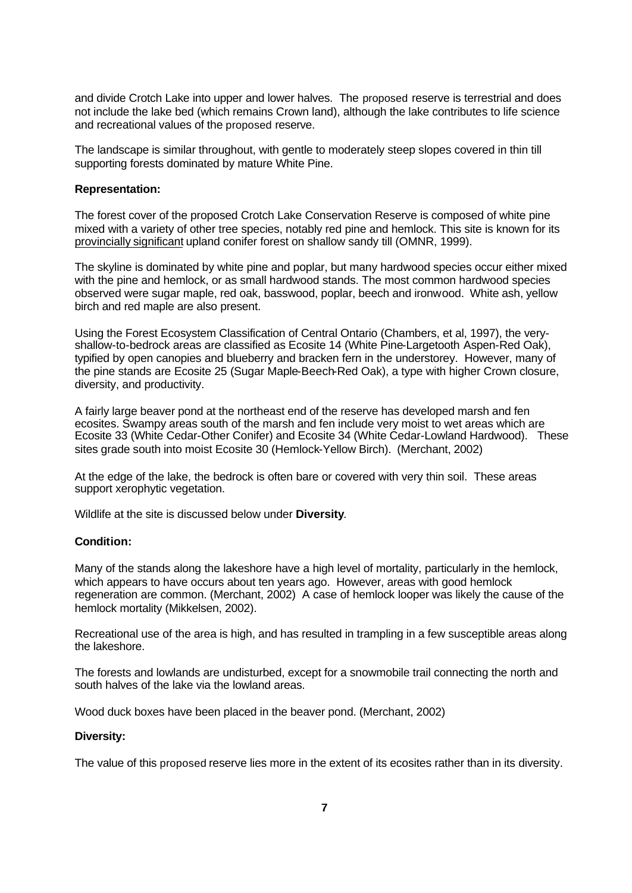and divide Crotch Lake into upper and lower halves. The proposed reserve is terrestrial and does not include the lake bed (which remains Crown land), although the lake contributes to life science and recreational values of the proposed reserve.

The landscape is similar throughout, with gentle to moderately steep slopes covered in thin till supporting forests dominated by mature White Pine.

**Representation:**

The forest cover of the proposed Crotch Lake Conservation Reserve is composed of white pine mixed with a variety of other tree species, notably red pine and hemlock. This site is known for its provincially significant upland conifer forest on shallow sandy till (OMNR, 1999).

The skyline is dominated by white pine and poplar, but many hardwood species occur either mixed with the pine and hemlock, or as small hardwood stands. The most common hardwood species observed were sugar maple, red oak, basswood, poplar, beech and ironwood. White ash, yellow birch and red maple are also present.

Using the Forest Ecosystem Classification of Central Ontario (Chambers, et al, 1997), the very-shallow-to-bedrock areas are classified as Ecosite 14 (White Pine-Largetooth Aspen-Red Oak), typified by open canopies and blueberry and bracken fern in the understorey. However, many of the pine stands are Ecosite 25 (Sugar Maple-Beech-Red Oak), a type with higher Crown closure, diversity, and productivity.

A fairly large beaver pond at the northeast end of the reserve has developed marsh and fen ecosites. Swampy areas south of the marsh and fen include very moist to wet areas which are Ecosite 33 (White Cedar-Other Conifer) and Ecosite 34 (White Cedar-Lowland Hardwood). These sites grade south into moist Ecosite 30 (Hemlock-Yellow Birch). (Merchant, 2002)

At the edge of the lake, the bedrock is often bare or covered with very thin soil. These areas support xerophytic vegetation.

Wildlife at the site is discussed below under **Diversity**.

**Condition:**

Many of the stands along the lakeshore have a high level of mortality, particularly in the hemlock, which appears to have occurs about ten years ago. However, areas with good hemlock regeneration are common. (Merchant, 2002) A case of hemlock looper was likely the cause of the hemlock mortality (Mikkelsen, 2002).

Recreational use of the area is high, and has resulted in trampling in a few susceptible areas along the lakeshore.

The forests and lowlands are undisturbed, except for a snowmobile trail connecting the north and south halves of the lake via the lowland areas.

Wood duck boxes have been placed in the beaver pond. (Merchant, 2002)

**Diversity:**

The value of this proposed reserve lies more in the extent of its ecosites rather than in its diversity.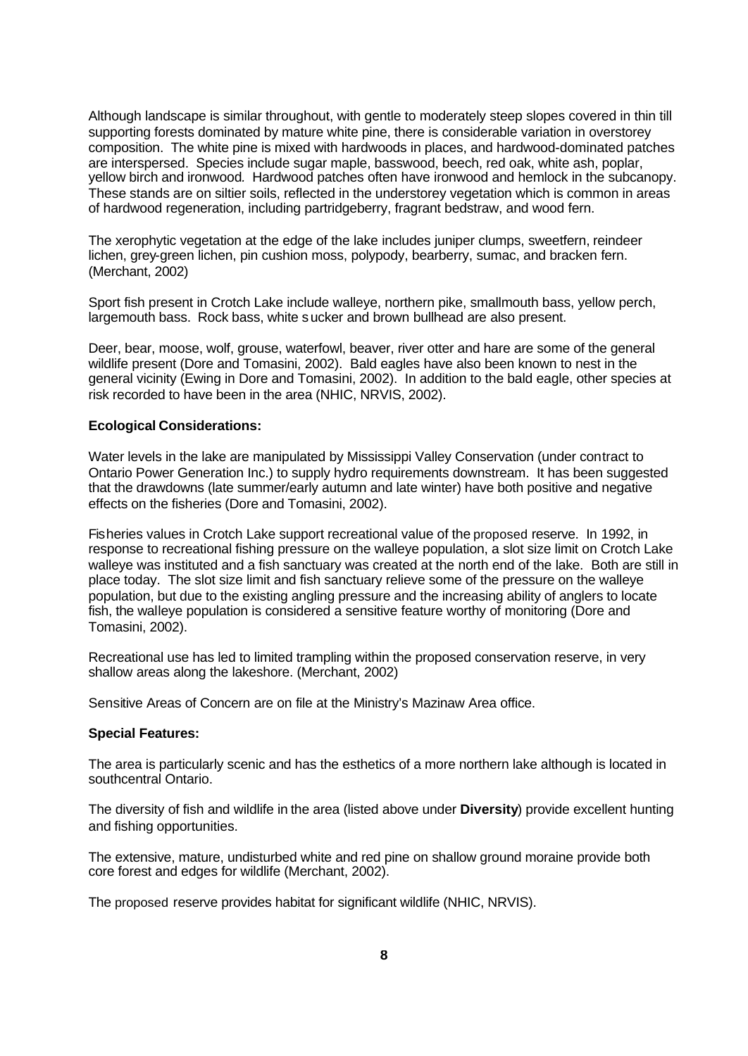Although landscape is similar throughout, with gentle to moderately steep slopes covered in thin till supporting forests dominated by mature white pine, there is considerable variation in overstorey composition. The white pine is mixed with hardwoods in places, and hardwood-dominated patches are interspersed. Species include sugar maple, basswood, beech, red oak, white ash, poplar, yellow birch and ironwood. Hardwood patches often have ironwood and hemlock in the subcanopy. These stands are on siltier soils, reflected in the understorey vegetation which is common in areas of hardwood regeneration, including partridgeberry, fragrant bedstraw, and wood fern.

The xerophytic vegetation at the edge of the lake includes juniper clumps, sweetfern, reindeer lichen, grey-green lichen, pin cushion moss, polypody, bearberry, sumac, and bracken fern. (Merchant, 2002)

Sport fish present in Crotch Lake include walleye, northern pike, smallmouth bass, yellow perch, largemouth bass. Rock bass, white sucker and brown bullhead are also present.

Deer, bear, moose, wolf, grouse, waterfowl, beaver, river otter and hare are some of the general wildlife present (Dore and Tomasini, 2002). Bald eagles have also been known to nest in the general vicinity (Ewing in Dore and Tomasini, 2002). In addition to the bald eagle, other species at risk recorded to have been in the area (NHIC, NRVIS, 2002).

**Ecological Considerations:**

Water levels in the lake are manipulated by Mississippi Valley Conservation (under contract to Ontario Power Generation Inc.) to supply hydro requirements downstream. It has been suggested that the drawdowns (late summer/early autumn and late winter) have both positive and negative effects on the fisheries (Dore and Tomasini, 2002).

Fisheries values in Crotch Lake support recreational value of the proposed reserve. In 1992, in response to recreational fishing pressure on the walleye population, a slot size limit on Crotch Lake walleye was instituted and a fish sanctuary was created at the north end of the lake. Both are still in place today. The slot size limit and fish sanctuary relieve some of the pressure on the walleye population, but due to the existing angling pressure and the increasing ability of anglers to locate fish, the walleye population is considered a sensitive feature worthy of monitoring (Dore and Tomasini, 2002).

Recreational use has led to limited trampling within the proposed conservation reserve, in very shallow areas along the lakeshore. (Merchant, 2002)

Sensitive Areas of Concern are on file at the Ministry's Mazinaw Area office.

**Special Features:**

The area is particularly scenic and has the esthetics of a more northern lake although is located in southcentral Ontario.

The diversity of fish and wildlife in the area (listed above under **Diversity**) provide excellent hunting and fishing opportunities.

The extensive, mature, undisturbed white and red pine on shallow ground moraine provide both core forest and edges for wildlife (Merchant, 2002).

The proposed reserve provides habitat for significant wildlife (NHIC, NRVIS).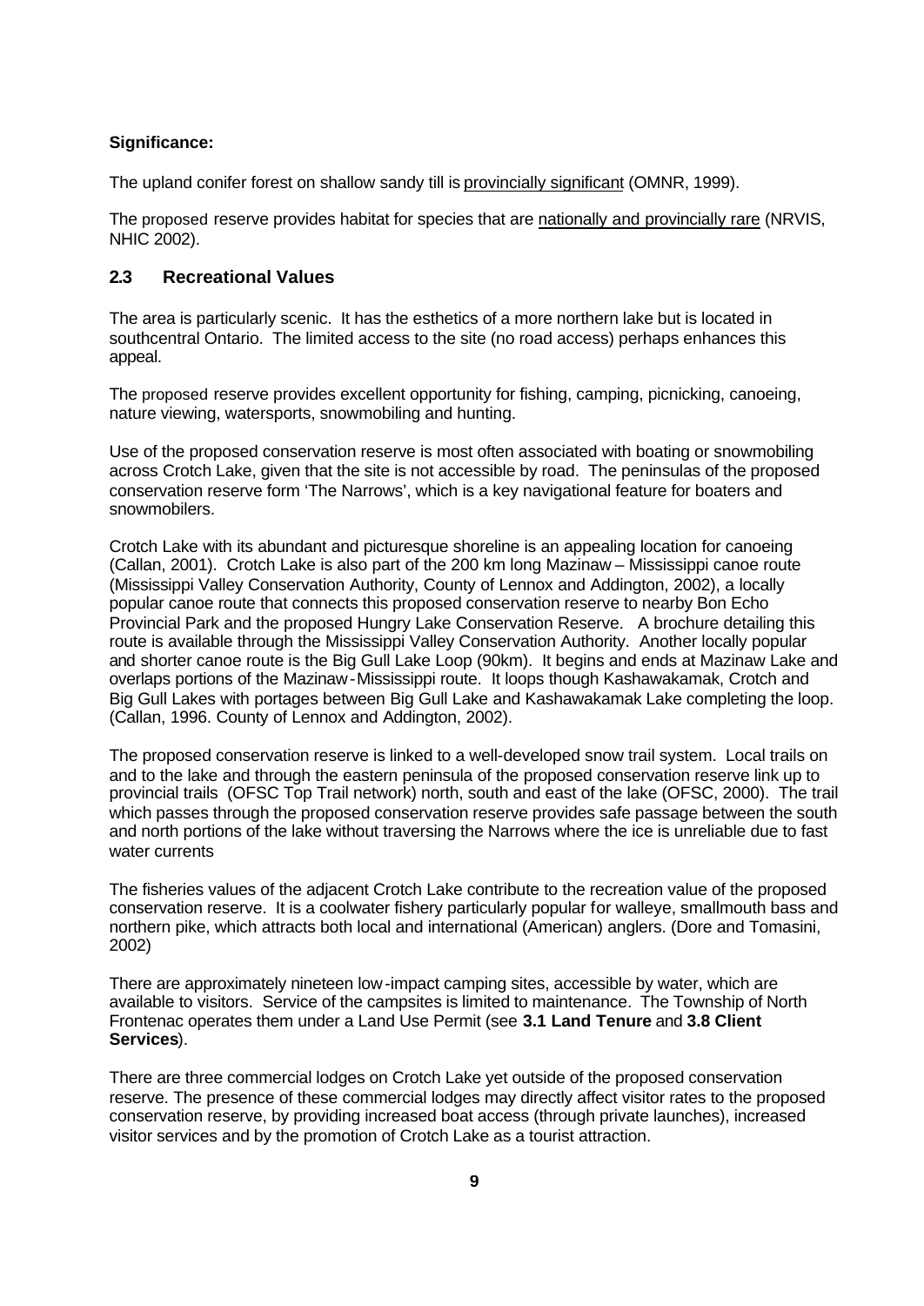**Significance:**

The upland conifer forest on shallow sandy till is provincially significant (OMNR, 1999).

The proposed reserve provides habitat for species that are nationally and provincially rare (NRVIS, NHIC 2002).

## 2.3 Recreational Values

The area is particularly scenic. It has the esthetics of a more northern lake but is located in southcentral Ontario. The limited access to the site (no road access) perhaps enhances this appeal.

The proposed reserve provides excellent opportunity for fishing, camping, picnicking, canoeing, nature viewing, watersports, snowmobiling and hunting.

Use of the proposed conservation reserve is most often associated with boating or snowmobiling across Crotch Lake, given that the site is not accessible by road. The peninsulas of the proposed conservation reserve form 'The Narrows', which is a key navigational feature for boaters and snowmobilers.

Crotch Lake with its abundant and picturesque shoreline is an appealing location for canoeing (Callan, 2001). Crotch Lake is also part of the 200 km long Mazinaw – Mississippi canoe route (Mississippi Valley Conservation Authority, County of Lennox and Addington, 2002), a locally popular canoe route that connects this proposed conservation reserve to nearby Bon Echo Provincial Park and the proposed Hungry Lake Conservation Reserve. A brochure detailing this route is available through the Mississippi Valley Conservation Authority. Another locally popular and shorter canoe route is the Big Gull Lake Loop (90km). It begins and ends at Mazinaw Lake and overlaps portions of the Mazinaw-Mississippi route. It loops though Kashawakamak, Crotch and Big Gull Lakes with portages between Big Gull Lake and Kashawakamak Lake completing the loop. (Callan, 1996. County of Lennox and Addington, 2002).

The proposed conservation reserve is linked to a well-developed snow trail system. Local trails on and to the lake and through the eastern peninsula of the proposed conservation reserve link up to provincial trails (OFSC Top Trail network) north, south and east of the lake (OFSC, 2000). The trail which passes through the proposed conservation reserve provides safe passage between the south and north portions of the lake without traversing the Narrows where the ice is unreliable due to fast water currents

The fisheries values of the adjacent Crotch Lake contribute to the recreation value of the proposed conservation reserve. It is a coolwater fishery particularly popular for walleye, smallmouth bass and northern pike, which attracts both local and international (American) anglers. (Dore and Tomasini, 2002)

There are approximately nineteen low-impact camping sites, accessible by water, which are available to visitors. Service of the campsites is limited to maintenance. The Township of North Frontenac operates them under a Land Use Permit (see **3.1 Land Tenure** and **3.8 Client Services**).

There are three commercial lodges on Crotch Lake yet outside of the proposed conservation reserve. The presence of these commercial lodges may directly affect visitor rates to the proposed conservation reserve, by providing increased boat access (through private launches), increased visitor services and by the promotion of Crotch Lake as a tourist attraction.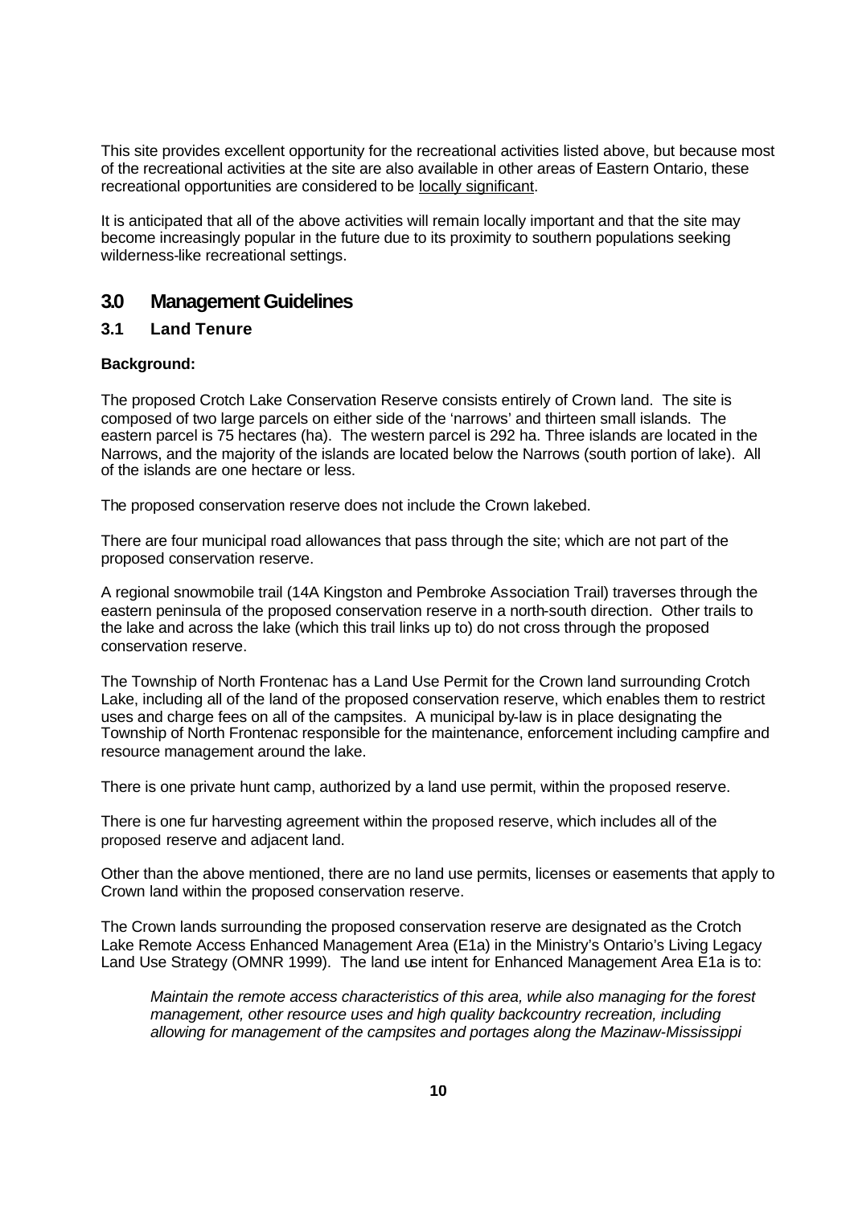This site provides excellent opportunity for the recreational activities listed above, but because most of the recreational activities at the site are also available in other areas of Eastern Ontario, these recreational opportunities are considered to be locally significant.

It is anticipated that all of the above activities will remain locally important and that the site may become increasingly popular in the future due to its proximity to southern populations seeking wilderness-like recreational settings.

# 3.0 Management Guidelines

## 3.1 Land Tenure

**Background:**

The proposed Crotch Lake Conservation Reserve consists entirely of Crown land. The site is composed of two large parcels on either side of the 'narrows' and thirteen small islands. The eastern parcel is 75 hectares (ha). The western parcel is 292 ha. Three islands are located in the Narrows, and the majority of the islands are located below the Narrows (south portion of lake). All of the islands are one hectare or less.

The proposed conservation reserve does not include the Crown lakebed.

There are four municipal road allowances that pass through the site; which are not part of the proposed conservation reserve.

A regional snowmobile trail (14A Kingston and Pembroke Association Trail) traverses through the eastern peninsula of the proposed conservation reserve in a north-south direction. Other trails to the lake and across the lake (which this trail links up to) do not cross through the proposed conservation reserve.

The Township of North Frontenac has a Land Use Permit for the Crown land surrounding Crotch Lake, including all of the land of the proposed conservation reserve, which enables them to restrict uses and charge fees on all of the campsites. A municipal by-law is in place designating the Township of North Frontenac responsible for the maintenance, enforcement including campfire and resource management around the lake.

There is one private hunt camp, authorized by a land use permit, within the proposed reserve.

There is one fur harvesting agreement within the proposed reserve, which includes all of the proposed reserve and adjacent land.

Other than the above mentioned, there are no land use permits, licenses or easements that apply to Crown land within the proposed conservation reserve.

The Crown lands surrounding the proposed conservation reserve are designated as the Crotch Lake Remote Access Enhanced Management Area (E1a) in the Ministry's Ontario's Living Legacy Land Use Strategy (OMNR 1999). The land use intent for Enhanced Management Area E1a is to:

> *Maintain the remote access characteristics of this area, while also managing for the forest management, other resource uses and high quality backcountry recreation, including allowing for management of the campsites and portages along the Mazinaw-Mississippi*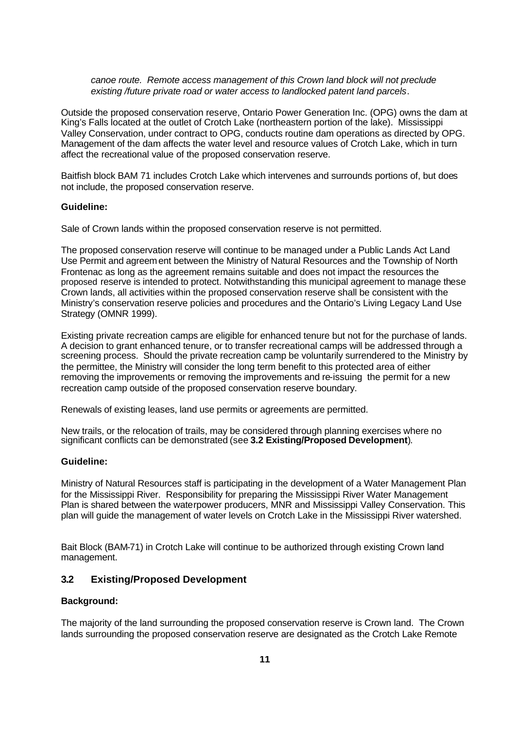*canoe route. Remote access management of this Crown land block will not preclude existing /future private road or water access to landlocked patent land parcels*.

Outside the proposed conservation reserve, Ontario Power Generation Inc. (OPG) owns the dam at King's Falls located at the outlet of Crotch Lake (northeastern portion of the lake). Mississippi Valley Conservation, under contract to OPG, conducts routine dam operations as directed by OPG. Management of the dam affects the water level and resource values of Crotch Lake, which in turn affect the recreational value of the proposed conservation reserve.

Baitfish block BAM 71 includes Crotch Lake which intervenes and surrounds portions of, but does not include, the proposed conservation reserve.

**Guideline:**

Sale of Crown lands within the proposed conservation reserve is not permitted.

The proposed conservation reserve will continue to be managed under a Public Lands Act Land Use Permit and agreement between the Ministry of Natural Resources and the Township of North Frontenac as long as the agreement remains suitable and does not impact the resources the proposed reserve is intended to protect. Notwithstanding this municipal agreement to manage these Crown lands, all activities within the proposed conservation reserve shall be consistent with the Ministry's conservation reserve policies and procedures and the Ontario's Living Legacy Land Use Strategy (OMNR 1999).

Existing private recreation camps are eligible for enhanced tenure but not for the purchase of lands. A decision to grant enhanced tenure, or to transfer recreational camps will be addressed through a screening process. Should the private recreation camp be voluntarily surrendered to the Ministry by the permittee, the Ministry will consider the long term benefit to this protected area of either removing the improvements or removing the improvements and re-issuing the permit for a new recreation camp outside of the proposed conservation reserve boundary.

Renewals of existing leases, land use permits or agreements are permitted.

New trails, or the relocation of trails, may be considered through planning exercises where no significant conflicts can be demonstrated (see **3.2 Existing/Proposed Development**).

**Guideline:**

Ministry of Natural Resources staff is participating in the development of a Water Management Plan for the Mississippi River. Responsibility for preparing the Mississippi River Water Management Plan is shared between the waterpower producers, MNR and Mississippi Valley Conservation. This plan will guide the management of water levels on Crotch Lake in the Mississippi River watershed.

Bait Block (BAM-71) in Crotch Lake will continue to be authorized through existing Crown land management.

## 3.2 Existing/Proposed Development

**Background:**

The majority of the land surrounding the proposed conservation reserve is Crown land. The Crown lands surrounding the proposed conservation reserve are designated as the Crotch Lake Remote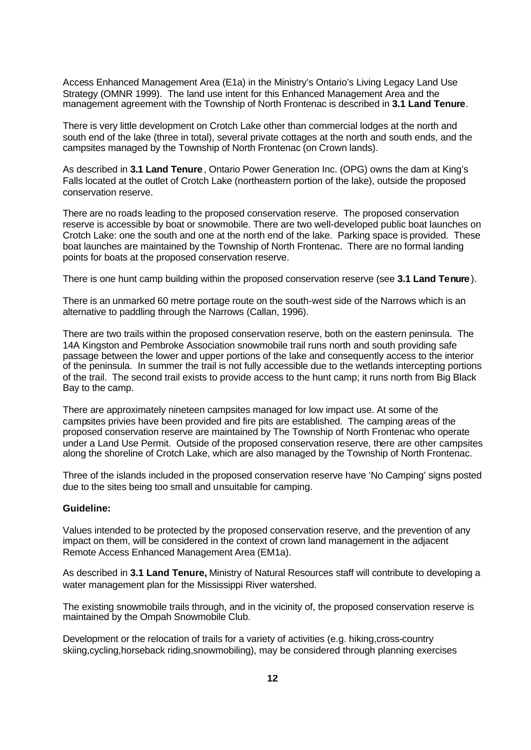Access Enhanced Management Area (E1a) in the Ministry's Ontario's Living Legacy Land Use Strategy (OMNR 1999). The land use intent for this Enhanced Management Area and the management agreement with the Township of North Frontenac is described in **3.1 Land Tenure**.

There is very little development on Crotch Lake other than commercial lodges at the north and south end of the lake (three in total), several private cottages at the north and south ends, and the campsites managed by the Township of North Frontenac (on Crown lands).

As described in **3.1 Land Tenure**, Ontario Power Generation Inc. (OPG) owns the dam at King's Falls located at the outlet of Crotch Lake (northeastern portion of the lake), outside the proposed conservation reserve.

There are no roads leading to the proposed conservation reserve. The proposed conservation reserve is accessible by boat or snowmobile. There are two well-developed public boat launches on Crotch Lake: one the south and one at the north end of the lake. Parking space is provided. These boat launches are maintained by the Township of North Frontenac. There are no formal landing points for boats at the proposed conservation reserve.

There is one hunt camp building within the proposed conservation reserve (see **3.1 Land Tenure**).

There is an unmarked 60 metre portage route on the south-west side of the Narrows which is an alternative to paddling through the Narrows (Callan, 1996).

There are two trails within the proposed conservation reserve, both on the eastern peninsula. The 14A Kingston and Pembroke Association snowmobile trail runs north and south providing safe passage between the lower and upper portions of the lake and consequently access to the interior of the peninsula. In summer the trail is not fully accessible due to the wetlands intercepting portions of the trail. The second trail exists to provide access to the hunt camp; it runs north from Big Black Bay to the camp.

There are approximately nineteen campsites managed for low impact use. At some of the campsites privies have been provided and fire pits are established. The camping areas of the proposed conservation reserve are maintained by The Township of North Frontenac who operate under a Land Use Permit. Outside of the proposed conservation reserve, there are other campsites along the shoreline of Crotch Lake, which are also managed by the Township of North Frontenac.

Three of the islands included in the proposed conservation reserve have 'No Camping' signs posted due to the sites being too small and unsuitable for camping.

**Guideline:**

Values intended to be protected by the proposed conservation reserve, and the prevention of any impact on them, will be considered in the context of crown land management in the adjacent Remote Access Enhanced Management Area (EM1a).

As described in **3.1 Land Tenure,** Ministry of Natural Resources staff will contribute to developing a water management plan for the Mississippi River watershed.

The existing snowmobile trails through, and in the vicinity of, the proposed conservation reserve is maintained by the Ompah Snowmobile Club.

Development or the relocation of trails for a variety of activities (e.g. hiking,cross-country skiing,cycling,horseback riding,snowmobiling), may be considered through planning exercises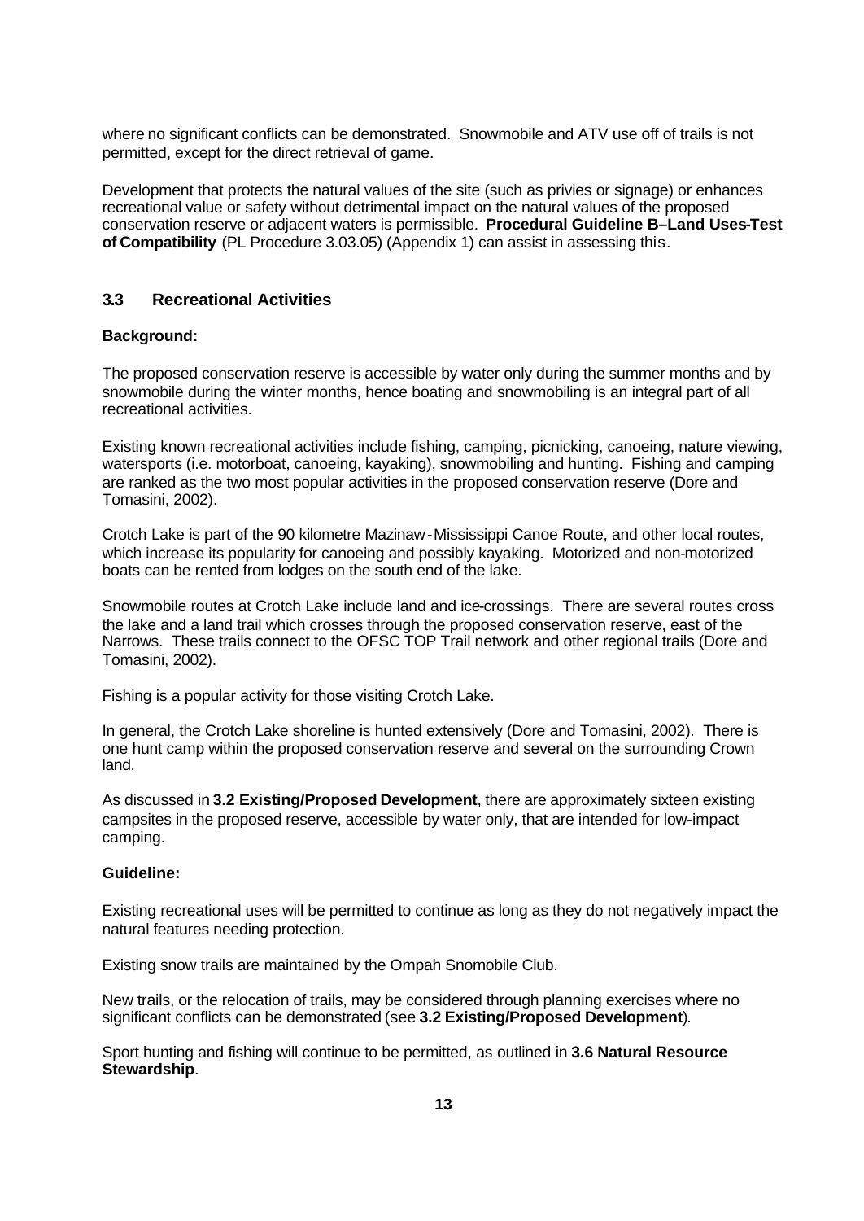where no significant conflicts can be demonstrated. Snowmobile and ATV use off of trails is not permitted, except for the direct retrieval of game.

Development that protects the natural values of the site (such as privies or signage) or enhances recreational value or safety without detrimental impact on the natural values of the proposed conservation reserve or adjacent waters is permissible. **Procedural Guideline B–Land Uses-Test of Compatibility** (PL Procedure 3.03.05) (Appendix 1) can assist in assessing this.

## 3.3 Recreational Activities

**Background:**

The proposed conservation reserve is accessible by water only during the summer months and by snowmobile during the winter months, hence boating and snowmobiling is an integral part of all recreational activities.

Existing known recreational activities include fishing, camping, picnicking, canoeing, nature viewing, watersports (i.e. motorboat, canoeing, kayaking), snowmobiling and hunting. Fishing and camping are ranked as the two most popular activities in the proposed conservation reserve (Dore and Tomasini, 2002).

Crotch Lake is part of the 90 kilometre Mazinaw-Mississippi Canoe Route, and other local routes, which increase its popularity for canoeing and possibly kayaking. Motorized and non-motorized boats can be rented from lodges on the south end of the lake.

Snowmobile routes at Crotch Lake include land and ice-crossings. There are several routes cross the lake and a land trail which crosses through the proposed conservation reserve, east of the Narrows. These trails connect to the OFSC TOP Trail network and other regional trails (Dore and Tomasini, 2002).

Fishing is a popular activity for those visiting Crotch Lake.

In general, the Crotch Lake shoreline is hunted extensively (Dore and Tomasini, 2002). There is one hunt camp within the proposed conservation reserve and several on the surrounding Crown land.

As discussed in **3.2 Existing/Proposed Development**, there are approximately sixteen existing campsites in the proposed reserve, accessible by water only, that are intended for low-impact camping.

**Guideline:**

Existing recreational uses will be permitted to continue as long as they do not negatively impact the natural features needing protection.

Existing snow trails are maintained by the Ompah Snomobile Club.

New trails, or the relocation of trails, may be considered through planning exercises where no significant conflicts can be demonstrated (see **3.2 Existing/Proposed Development**).

Sport hunting and fishing will continue to be permitted, as outlined in **3.6 Natural Resource Stewardship**.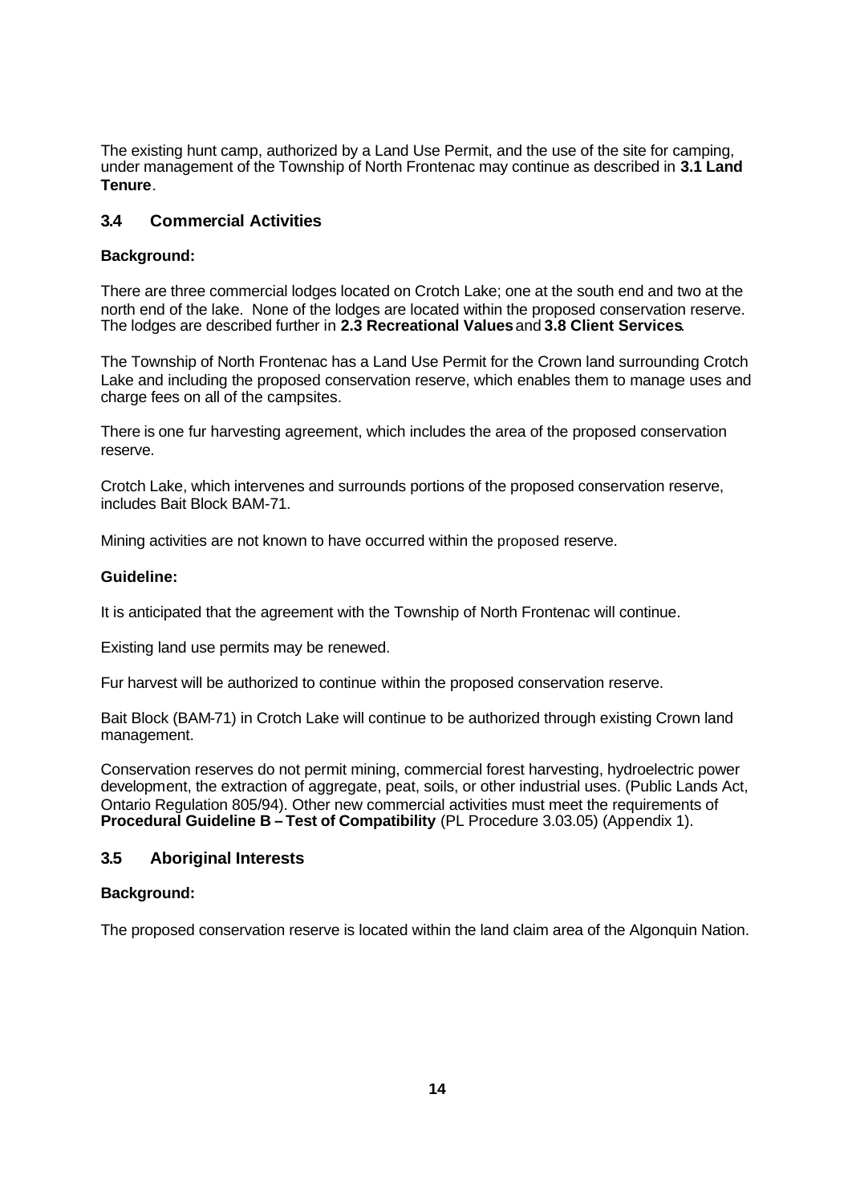The existing hunt camp, authorized by a Land Use Permit, and the use of the site for camping, under management of the Township of North Frontenac may continue as described in **3.1 Land Tenure**.

## 3.4 Commercial Activities

**Background:**

There are three commercial lodges located on Crotch Lake; one at the south end and two at the north end of the lake. None of the lodges are located within the proposed conservation reserve. The lodges are described further in **2.3 Recreational Values** and **3.8 Client Services**.

The Township of North Frontenac has a Land Use Permit for the Crown land surrounding Crotch Lake and including the proposed conservation reserve, which enables them to manage uses and charge fees on all of the campsites.

There is one fur harvesting agreement, which includes the area of the proposed conservation reserve.

Crotch Lake, which intervenes and surrounds portions of the proposed conservation reserve, includes Bait Block BAM-71.

Mining activities are not known to have occurred within the proposed reserve.

**Guideline:**

It is anticipated that the agreement with the Township of North Frontenac will continue.

Existing land use permits may be renewed.

Fur harvest will be authorized to continue within the proposed conservation reserve.

Bait Block (BAM-71) in Crotch Lake will continue to be authorized through existing Crown land management.

Conservation reserves do not permit mining, commercial forest harvesting, hydroelectric power development, the extraction of aggregate, peat, soils, or other industrial uses. (Public Lands Act, Ontario Regulation 805/94). Other new commercial activities must meet the requirements of **Procedural Guideline B – Test of Compatibility** (PL Procedure 3.03.05) (Appendix 1).

## 3.5 Aboriginal Interests

**Background:**

The proposed conservation reserve is located within the land claim area of the Algonquin Nation.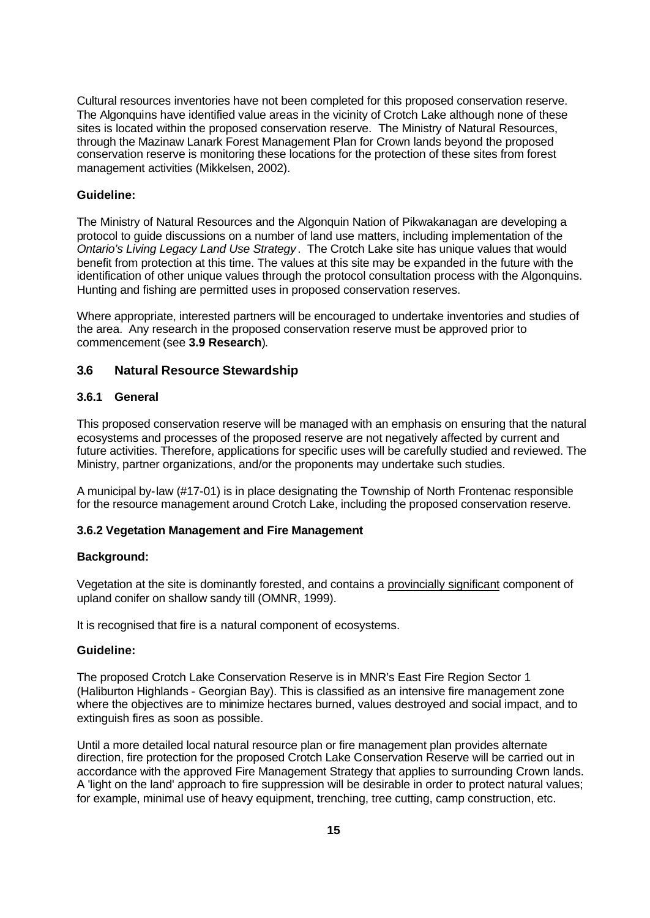Cultural resources inventories have not been completed for this proposed conservation reserve. The Algonquins have identified value areas in the vicinity of Crotch Lake although none of these sites is located within the proposed conservation reserve. The Ministry of Natural Resources, through the Mazinaw Lanark Forest Management Plan for Crown lands beyond the proposed conservation reserve is monitoring these locations for the protection of these sites from forest management activities (Mikkelsen, 2002).

**Guideline:**

The Ministry of Natural Resources and the Algonquin Nation of Pikwakanagan are developing a protocol to guide discussions on a number of land use matters, including implementation of the *Ontario's Living Legacy Land Use Strategy*. The Crotch Lake site has unique values that would benefit from protection at this time. The values at this site may be expanded in the future with the identification of other unique values through the protocol consultation process with the Algonquins. Hunting and fishing are permitted uses in proposed conservation reserves.

Where appropriate, interested partners will be encouraged to undertake inventories and studies of the area. Any research in the proposed conservation reserve must be approved prior to commencement (see **3.9 Research**).

## 3.6 Natural Resource Stewardship

### 3.6.1 General

This proposed conservation reserve will be managed with an emphasis on ensuring that the natural ecosystems and processes of the proposed reserve are not negatively affected by current and future activities. Therefore, applications for specific uses will be carefully studied and reviewed. The Ministry, partner organizations, and/or the proponents may undertake such studies.

A municipal by-law (#17-01) is in place designating the Township of North Frontenac responsible for the resource management around Crotch Lake, including the proposed conservation reserve.

### 3.6.2 Vegetation Management and Fire Management

**Background:**

Vegetation at the site is dominantly forested, and contains a provincially significant component of upland conifer on shallow sandy till (OMNR, 1999).

It is recognised that fire is a natural component of ecosystems.

**Guideline:**

The proposed Crotch Lake Conservation Reserve is in MNR's East Fire Region Sector 1 (Haliburton Highlands - Georgian Bay). This is classified as an intensive fire management zone where the objectives are to minimize hectares burned, values destroyed and social impact, and to extinguish fires as soon as possible.

Until a more detailed local natural resource plan or fire management plan provides alternate direction, fire protection for the proposed Crotch Lake Conservation Reserve will be carried out in accordance with the approved Fire Management Strategy that applies to surrounding Crown lands. A 'light on the land' approach to fire suppression will be desirable in order to protect natural values; for example, minimal use of heavy equipment, trenching, tree cutting, camp construction, etc.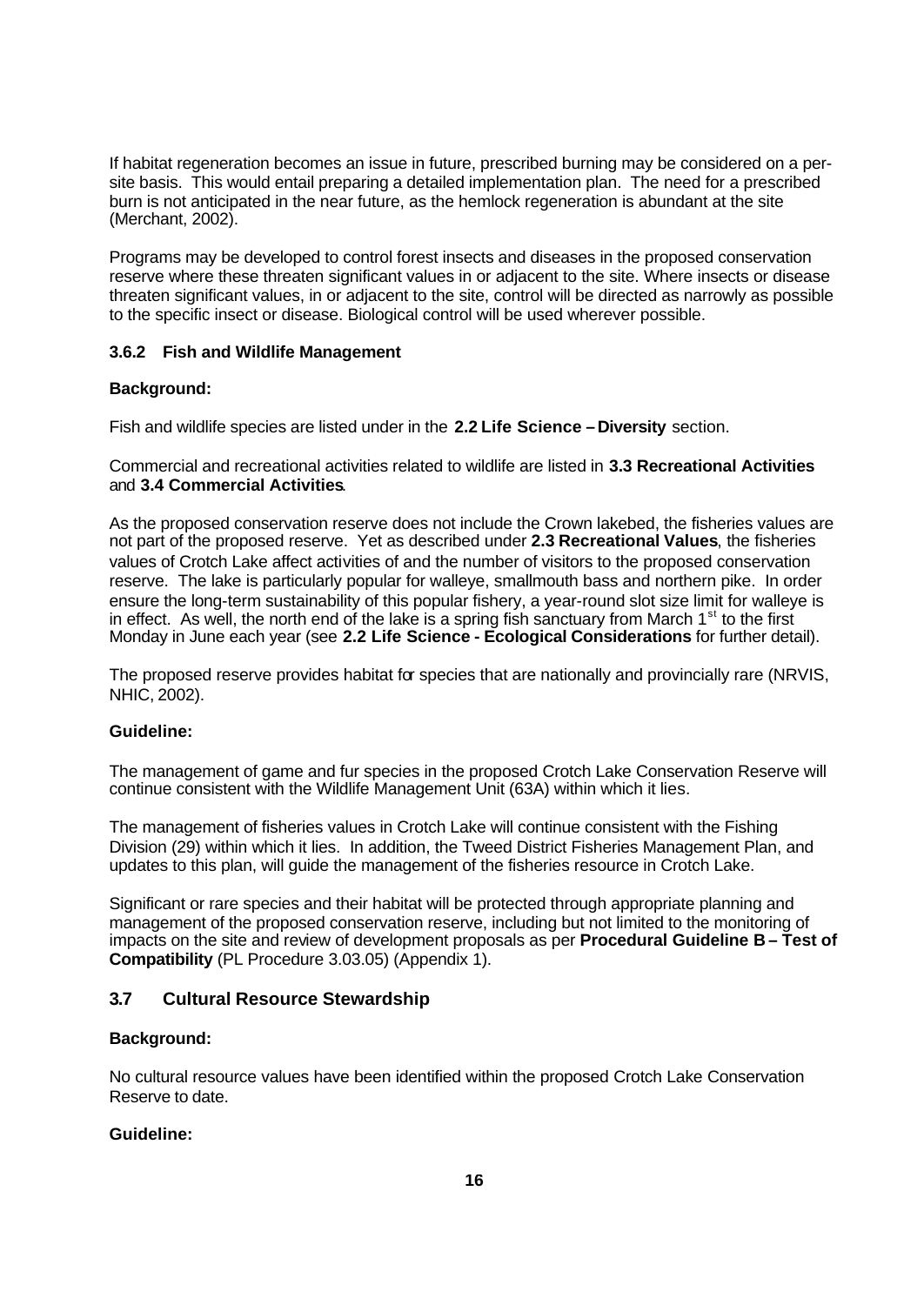If habitat regeneration becomes an issue in future, prescribed burning may be considered on a per-site basis. This would entail preparing a detailed implementation plan. The need for a prescribed burn is not anticipated in the near future, as the hemlock regeneration is abundant at the site (Merchant, 2002).

Programs may be developed to control forest insects and diseases in the proposed conservation reserve where these threaten significant values in or adjacent to the site. Where insects or disease threaten significant values, in or adjacent to the site, control will be directed as narrowly as possible to the specific insect or disease. Biological control will be used wherever possible.

### 3.6.2 Fish and Wildlife Management

**Background:**

Fish and wildlife species are listed under in the **2.2 Life Science – Diversity** section.

Commercial and recreational activities related to wildlife are listed in **3.3 Recreational Activities** and **3.4 Commercial Activities**.

As the proposed conservation reserve does not include the Crown lakebed, the fisheries values are not part of the proposed reserve. Yet as described under **2.3 Recreational Values**, the fisheries values of Crotch Lake affect activities of and the number of visitors to the proposed conservation reserve. The lake is particularly popular for walleye, smallmouth bass and northern pike. In order ensure the long-term sustainability of this popular fishery, a year-round slot size limit for walleye is in effect. As well, the north end of the lake is a spring fish sanctuary from March 1st to the first Monday in June each year (see **2.2 Life Science - Ecological Considerations** for further detail).

The proposed reserve provides habitat for species that are nationally and provincially rare (NRVIS, NHIC, 2002).

**Guideline:**

The management of game and fur species in the proposed Crotch Lake Conservation Reserve will continue consistent with the Wildlife Management Unit (63A) within which it lies.

The management of fisheries values in Crotch Lake will continue consistent with the Fishing Division (29) within which it lies. In addition, the Tweed District Fisheries Management Plan, and updates to this plan, will guide the management of the fisheries resource in Crotch Lake.

Significant or rare species and their habitat will be protected through appropriate planning and management of the proposed conservation reserve, including but not limited to the monitoring of impacts on the site and review of development proposals as per **Procedural Guideline B – Test of Compatibility** (PL Procedure 3.03.05) (Appendix 1).

## 3.7 Cultural Resource Stewardship

**Background:**

No cultural resource values have been identified within the proposed Crotch Lake Conservation Reserve to date.

**Guideline:**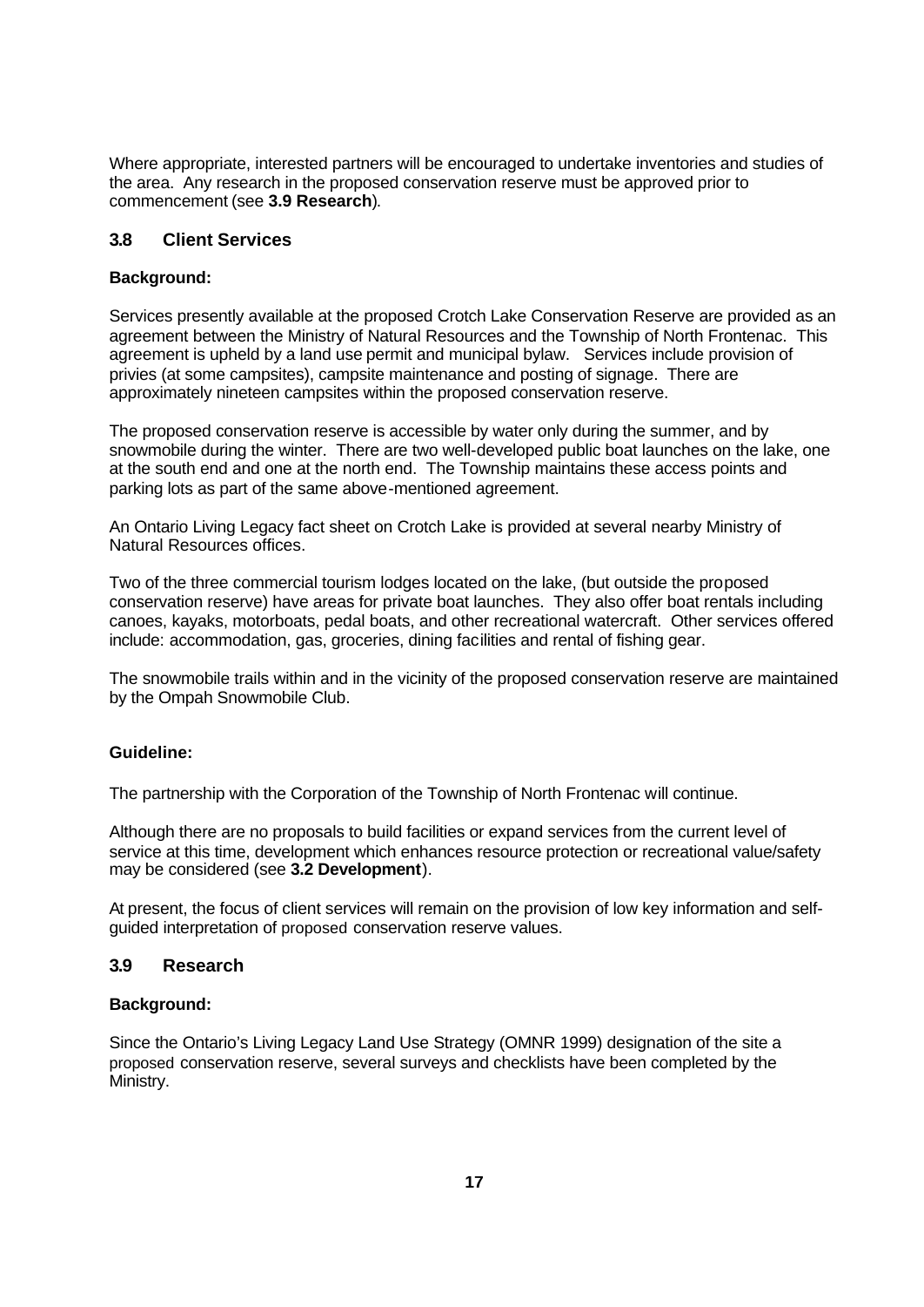Where appropriate, interested partners will be encouraged to undertake inventories and studies of the area. Any research in the proposed conservation reserve must be approved prior to commencement (see **3.9 Research**).

## 3.8 Client Services

**Background:**

Services presently available at the proposed Crotch Lake Conservation Reserve are provided as an agreement between the Ministry of Natural Resources and the Township of North Frontenac. This agreement is upheld by a land use permit and municipal bylaw. Services include provision of privies (at some campsites), campsite maintenance and posting of signage. There are approximately nineteen campsites within the proposed conservation reserve.

The proposed conservation reserve is accessible by water only during the summer, and by snowmobile during the winter. There are two well-developed public boat launches on the lake, one at the south end and one at the north end. The Township maintains these access points and parking lots as part of the same above-mentioned agreement.

An Ontario Living Legacy fact sheet on Crotch Lake is provided at several nearby Ministry of Natural Resources offices.

Two of the three commercial tourism lodges located on the lake, (but outside the proposed conservation reserve) have areas for private boat launches. They also offer boat rentals including canoes, kayaks, motorboats, pedal boats, and other recreational watercraft. Other services offered include: accommodation, gas, groceries, dining facilities and rental of fishing gear.

The snowmobile trails within and in the vicinity of the proposed conservation reserve are maintained by the Ompah Snowmobile Club.

**Guideline:**

The partnership with the Corporation of the Township of North Frontenac will continue.

Although there are no proposals to build facilities or expand services from the current level of service at this time, development which enhances resource protection or recreational value/safety may be considered (see **3.2 Development**).

At present, the focus of client services will remain on the provision of low key information and self-guided interpretation of proposed conservation reserve values.

## 3.9 Research

**Background:**

Since the Ontario's Living Legacy Land Use Strategy (OMNR 1999) designation of the site a proposed conservation reserve, several surveys and checklists have been completed by the Ministry.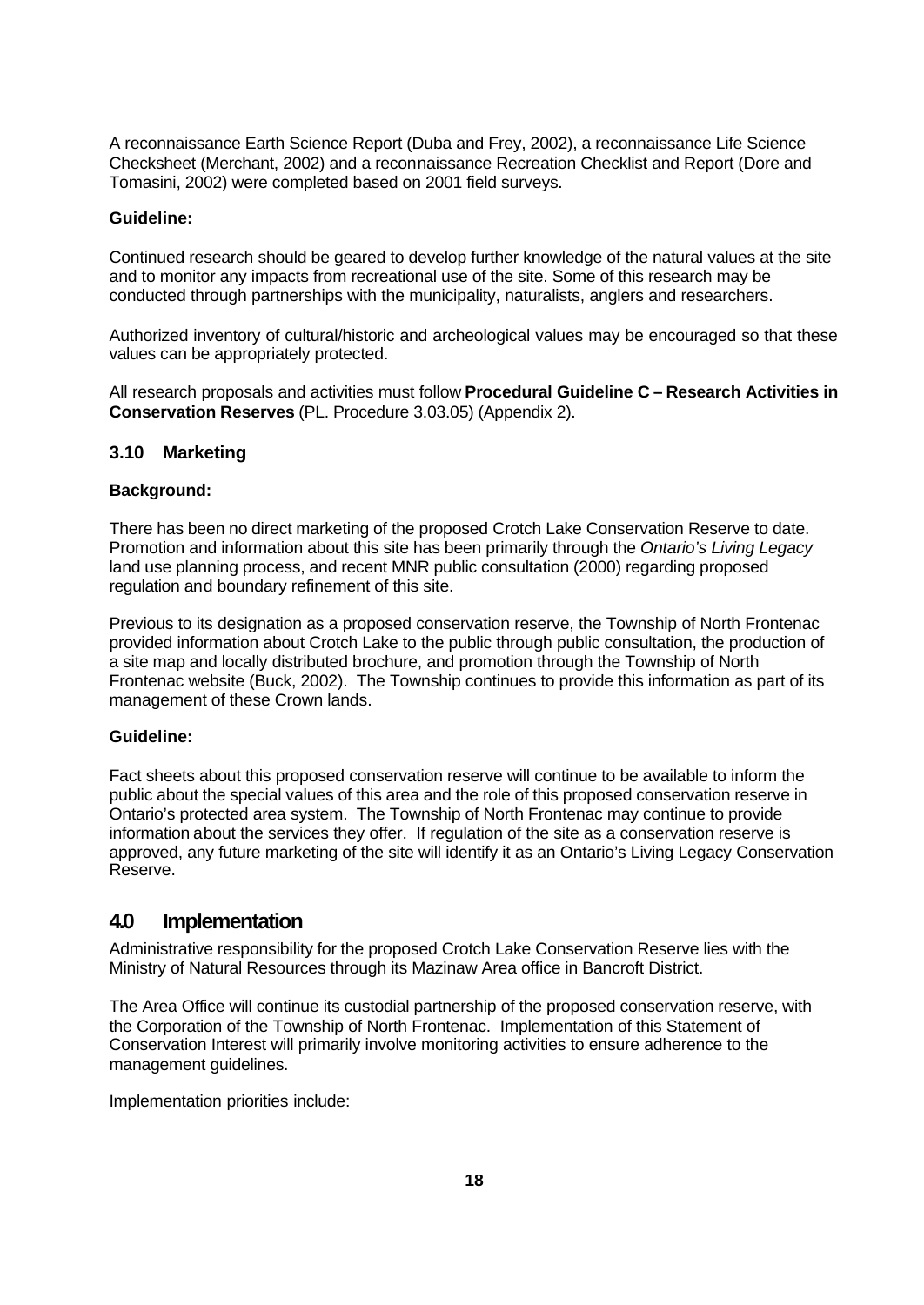A reconnaissance Earth Science Report (Duba and Frey, 2002), a reconnaissance Life Science Checksheet (Merchant, 2002) and a reconnaissance Recreation Checklist and Report (Dore and Tomasini, 2002) were completed based on 2001 field surveys.

**Guideline:**

Continued research should be geared to develop further knowledge of the natural values at the site and to monitor any impacts from recreational use of the site. Some of this research may be conducted through partnerships with the municipality, naturalists, anglers and researchers.

Authorized inventory of cultural/historic and archeological values may be encouraged so that these values can be appropriately protected.

All research proposals and activities must follow **Procedural Guideline C – Research Activities in Conservation Reserves** (PL. Procedure 3.03.05) (Appendix 2).

### 3.10 Marketing

**Background:**

There has been no direct marketing of the proposed Crotch Lake Conservation Reserve to date. Promotion and information about this site has been primarily through the *Ontario's Living Legacy* land use planning process, and recent MNR public consultation (2000) regarding proposed regulation and boundary refinement of this site.

Previous to its designation as a proposed conservation reserve, the Township of North Frontenac provided information about Crotch Lake to the public through public consultation, the production of a site map and locally distributed brochure, and promotion through the Township of North Frontenac website (Buck, 2002). The Township continues to provide this information as part of its management of these Crown lands.

**Guideline:**

Fact sheets about this proposed conservation reserve will continue to be available to inform the public about the special values of this area and the role of this proposed conservation reserve in Ontario's protected area system. The Township of North Frontenac may continue to provide information about the services they offer. If regulation of the site as a conservation reserve is approved, any future marketing of the site will identify it as an Ontario's Living Legacy Conservation Reserve.

## 4.0 Implementation

Administrative responsibility for the proposed Crotch Lake Conservation Reserve lies with the Ministry of Natural Resources through its Mazinaw Area office in Bancroft District.

The Area Office will continue its custodial partnership of the proposed conservation reserve, with the Corporation of the Township of North Frontenac. Implementation of this Statement of Conservation Interest will primarily involve monitoring activities to ensure adherence to the management guidelines.

Implementation priorities include: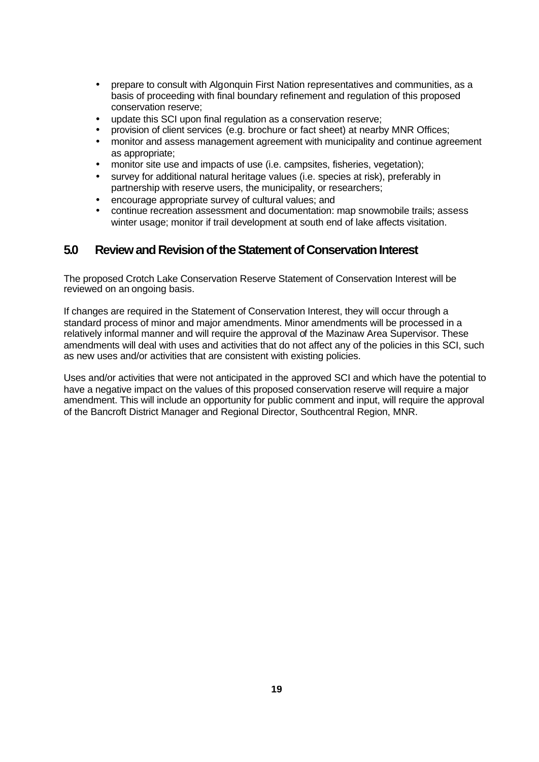- prepare to consult with Algonquin First Nation representatives and communities, as a basis of proceeding with final boundary refinement and regulation of this proposed conservation reserve;
- update this SCI upon final regulation as a conservation reserve;
- provision of client services (e.g. brochure or fact sheet) at nearby MNR Offices;
- monitor and assess management agreement with municipality and continue agreement as appropriate;
- monitor site use and impacts of use (i.e. campsites, fisheries, vegetation);
- survey for additional natural heritage values (i.e. species at risk), preferably in partnership with reserve users, the municipality, or researchers;
- encourage appropriate survey of cultural values; and
- continue recreation assessment and documentation: map snowmobile trails; assess winter usage; monitor if trail development at south end of lake affects visitation.

## 5.0 Review and Revision of the Statement of Conservation Interest

The proposed Crotch Lake Conservation Reserve Statement of Conservation Interest will be reviewed on an ongoing basis.

If changes are required in the Statement of Conservation Interest, they will occur through a standard process of minor and major amendments. Minor amendments will be processed in a relatively informal manner and will require the approval of the Mazinaw Area Supervisor. These amendments will deal with uses and activities that do not affect any of the policies in this SCI, such as new uses and/or activities that are consistent with existing policies.

Uses and/or activities that were not anticipated in the approved SCI and which have the potential to have a negative impact on the values of this proposed conservation reserve will require a major amendment. This will include an opportunity for public comment and input, will require the approval of the Bancroft District Manager and Regional Director, Southcentral Region, MNR.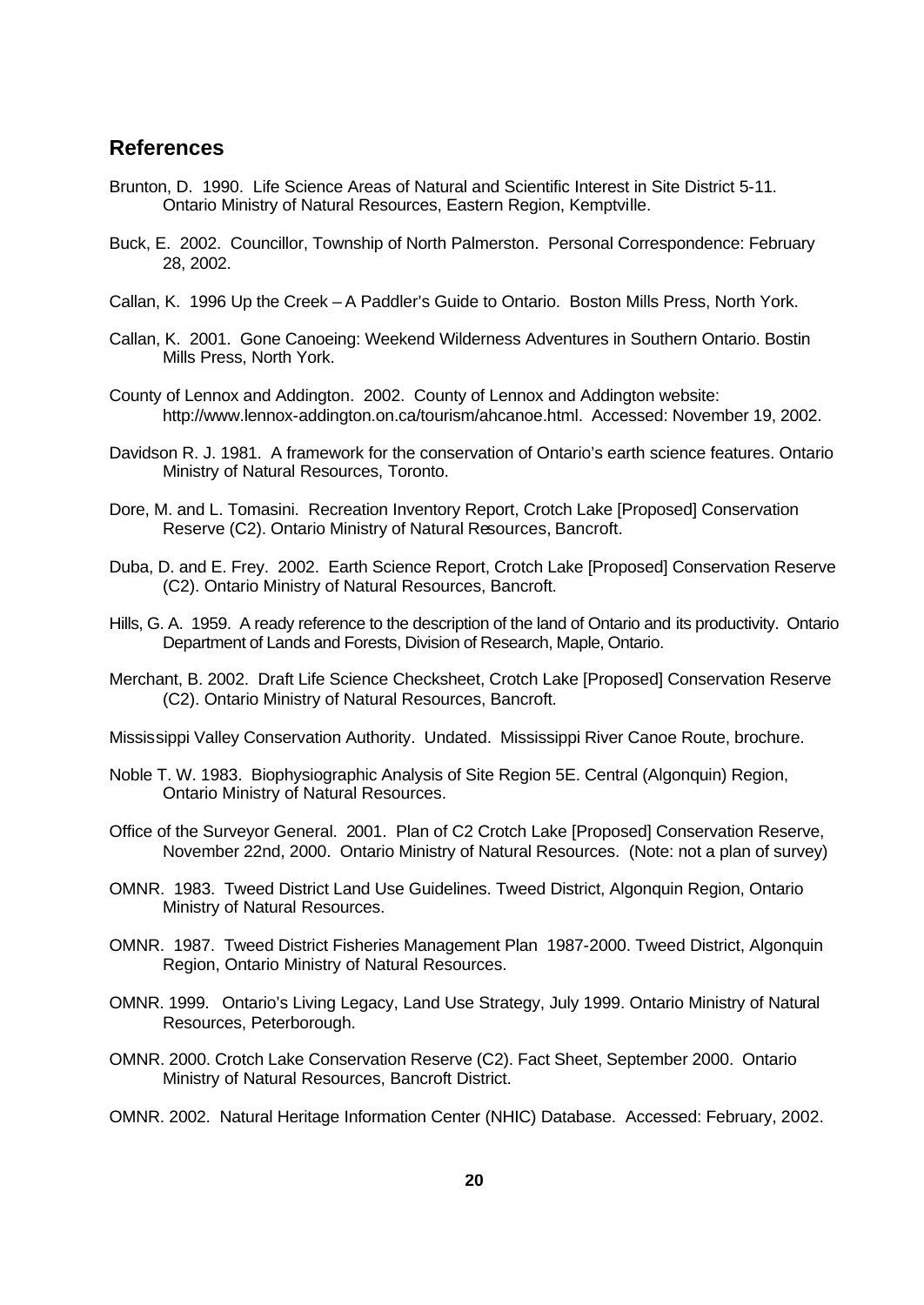## References

Brunton, D. 1990. Life Science Areas of Natural and Scientific Interest in Site District 5-11. Ontario Ministry of Natural Resources, Eastern Region, Kemptville.

Buck, E. 2002. Councillor, Township of North Palmerston. Personal Correspondence: February 28, 2002.

Callan, K. 1996 Up the Creek – A Paddler's Guide to Ontario. Boston Mills Press, North York.

Callan, K. 2001. Gone Canoeing: Weekend Wilderness Adventures in Southern Ontario. Bostin Mills Press, North York.

County of Lennox and Addington. 2002. County of Lennox and Addington website: http://www.lennox-addington.on.ca/tourism/ahcanoe.html. Accessed: November 19, 2002.

Davidson R. J. 1981. A framework for the conservation of Ontario's earth science features. Ontario Ministry of Natural Resources, Toronto.

Dore, M. and L. Tomasini. Recreation Inventory Report, Crotch Lake [Proposed] Conservation Reserve (C2). Ontario Ministry of Natural Resources, Bancroft.

Duba, D. and E. Frey. 2002. Earth Science Report, Crotch Lake [Proposed] Conservation Reserve (C2). Ontario Ministry of Natural Resources, Bancroft.

Hills, G. A. 1959. A ready reference to the description of the land of Ontario and its productivity. Ontario Department of Lands and Forests, Division of Research, Maple, Ontario.

Merchant, B. 2002. Draft Life Science Checksheet, Crotch Lake [Proposed] Conservation Reserve (C2). Ontario Ministry of Natural Resources, Bancroft.

Mississippi Valley Conservation Authority. Undated. Mississippi River Canoe Route, brochure.

Noble T. W. 1983. Biophysiographic Analysis of Site Region 5E. Central (Algonquin) Region, Ontario Ministry of Natural Resources.

Office of the Surveyor General. 2001. Plan of C2 Crotch Lake [Proposed] Conservation Reserve, November 22nd, 2000. Ontario Ministry of Natural Resources. (Note: not a plan of survey)

OMNR. 1983. Tweed District Land Use Guidelines. Tweed District, Algonquin Region, Ontario Ministry of Natural Resources.

OMNR. 1987. Tweed District Fisheries Management Plan 1987-2000. Tweed District, Algonquin Region, Ontario Ministry of Natural Resources.

OMNR. 1999. Ontario's Living Legacy, Land Use Strategy, July 1999. Ontario Ministry of Natural Resources, Peterborough.

OMNR. 2000. Crotch Lake Conservation Reserve (C2). Fact Sheet, September 2000. Ontario Ministry of Natural Resources, Bancroft District.

OMNR. 2002. Natural Heritage Information Center (NHIC) Database. Accessed: February, 2002.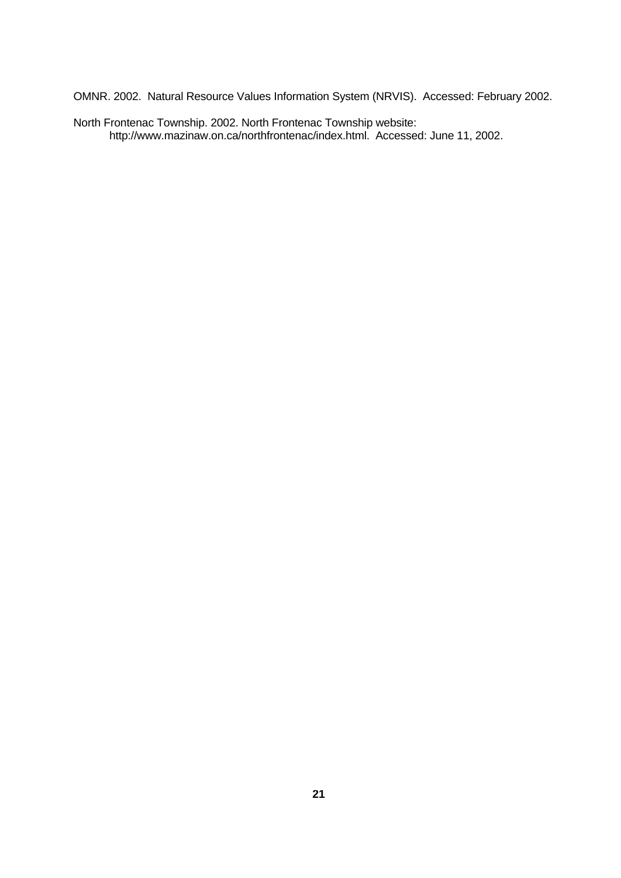OMNR. 2002. Natural Resource Values Information System (NRVIS). Accessed: February 2002.

North Frontenac Township. 2002. North Frontenac Township website: http://www.mazinaw.on.ca/northfrontenac/index.html. Accessed: June 11, 2002.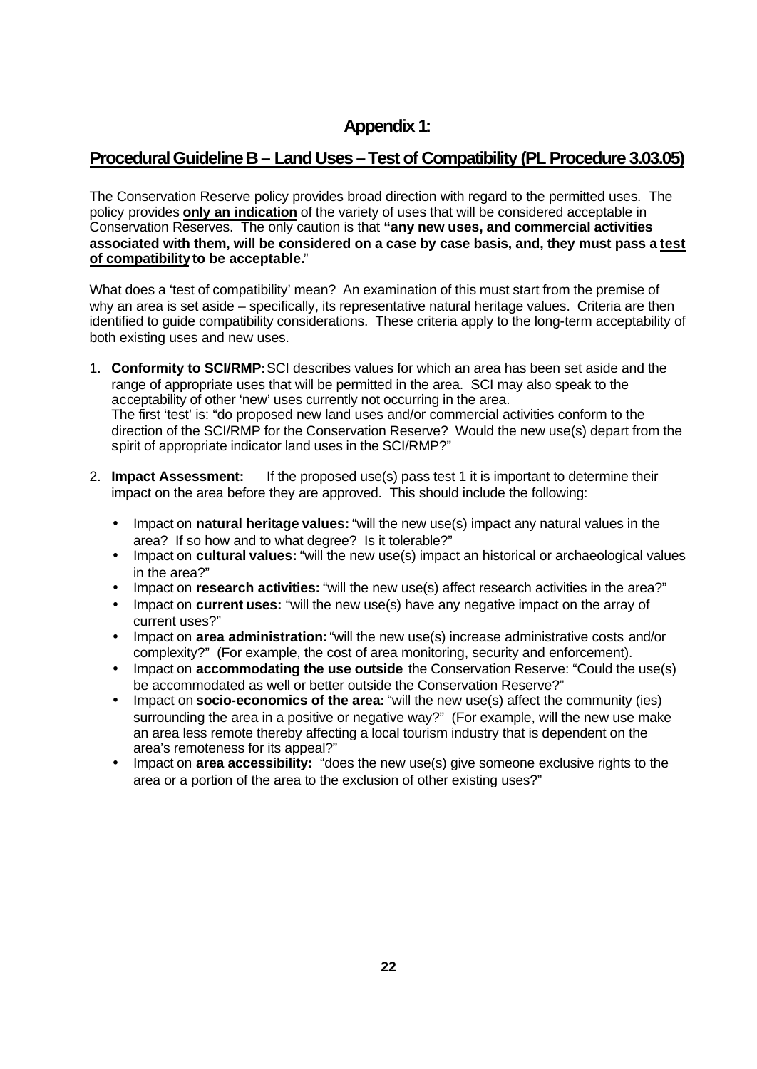# Appendix 1:

## Procedural Guideline B – Land Uses – Test of Compatibility (PL Procedure 3.03.05)

The Conservation Reserve policy provides broad direction with regard to the permitted uses. The policy provides **only an indication** of the variety of uses that will be considered acceptable in Conservation Reserves. The only caution is that **"any new uses, and commercial activities associated with them, will be considered on a case by case basis, and, they must pass a test of compatibility to be acceptable.**"

What does a 'test of compatibility' mean? An examination of this must start from the premise of why an area is set aside – specifically, its representative natural heritage values. Criteria are then identified to guide compatibility considerations. These criteria apply to the long-term acceptability of both existing uses and new uses.

1. **Conformity to SCI/RMP:** SCI describes values for which an area has been set aside and the range of appropriate uses that will be permitted in the area. SCI may also speak to the acceptability of other 'new' uses currently not occurring in the area.
   The first 'test' is: "do proposed new land uses and/or commercial activities conform to the direction of the SCI/RMP for the Conservation Reserve? Would the new use(s) depart from the spirit of appropriate indicator land uses in the SCI/RMP?"

2. **Impact Assessment:** If the proposed use(s) pass test 1 it is important to determine their impact on the area before they are approved. This should include the following:

   - Impact on **natural heritage values:** "will the new use(s) impact any natural values in the area? If so how and to what degree? Is it tolerable?"
   - Impact on **cultural values:** "will the new use(s) impact an historical or archaeological values in the area?"
   - Impact on **research activities:** "will the new use(s) affect research activities in the area?"
   - Impact on **current uses:** "will the new use(s) have any negative impact on the array of current uses?"
   - Impact on **area administration:** "will the new use(s) increase administrative costs and/or complexity?" (For example, the cost of area monitoring, security and enforcement).
   - Impact on **accommodating the use outside** the Conservation Reserve: "Could the use(s) be accommodated as well or better outside the Conservation Reserve?"
   - Impact on **socio-economics of the area:** "will the new use(s) affect the community (ies) surrounding the area in a positive or negative way?" (For example, will the new use make an area less remote thereby affecting a local tourism industry that is dependent on the area's remoteness for its appeal?"
   - Impact on **area accessibility:** "does the new use(s) give someone exclusive rights to the area or a portion of the area to the exclusion of other existing uses?"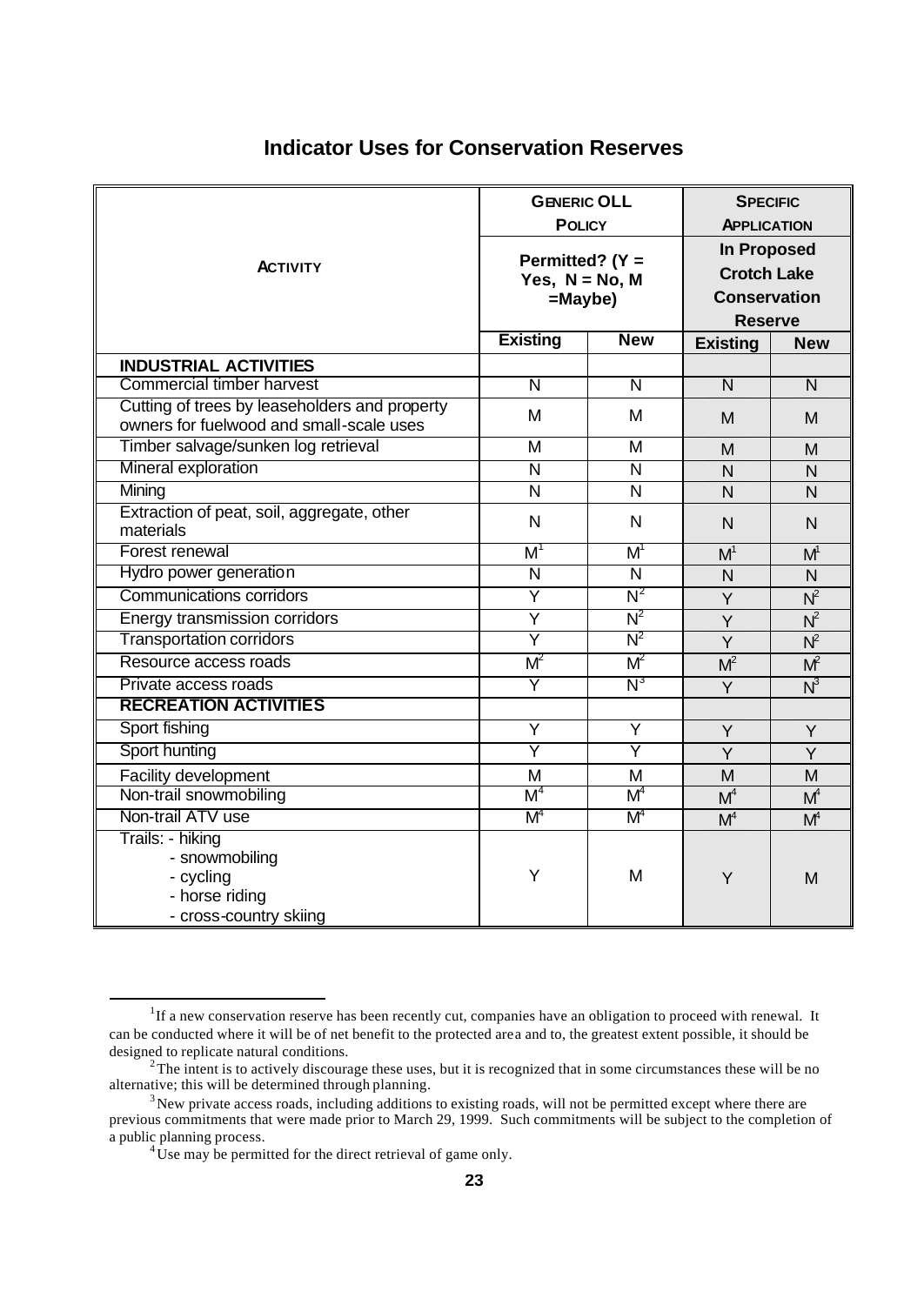## Indicator Uses for Conservation Reserves

| ACTIVITY | GENERIC OLL POLICY Permitted? (Y = Yes, N = No, M =Maybe) | | SPECIFIC APPLICATION In Proposed Crotch Lake Conservation Reserve | |
|---|---|---|---|---|
| | **Existing** | **New** | **Existing** | **New** |
| **INDUSTRIAL ACTIVITIES** | | | | |
| Commercial timber harvest | N | N | N | N |
| Cutting of trees by leaseholders and property owners for fuelwood and small-scale uses | M | M | M | M |
| Timber salvage/sunken log retrieval | M | M | M | M |
| Mineral exploration | N | N | N | N |
| Mining | N | N | N | N |
| Extraction of peat, soil, aggregate, other materials | N | N | N | N |
| Forest renewal | M[1] | M[1] | M[1] | M[1] |
| Hydro power generation | N | N | N | N |
| Communications corridors | Y | N[2] | Y | N[2] |
| Energy transmission corridors | Y | N[2] | Y | N[2] |
| Transportation corridors | Y | N[2] | Y | N[2] |
| Resource access roads | M[2] | M[2] | M[2] | M[2] |
| Private access roads | Y | N[3] | Y | N[3] |
| **RECREATION ACTIVITIES** | | | | |
| Sport fishing | Y | Y | Y | Y |
| Sport hunting | Y | Y | Y | Y |
| Facility development | M | M | M | M |
| Non-trail snowmobiling | M[4] | M[4] | M[4] | M[4] |
| Non-trail ATV use | M[4] | M[4] | M[4] | M[4] |
| Trails: - hiking<br>- snowmobiling<br>- cycling<br>- horse riding<br>- cross-country skiing | Y | M | Y | M |

[1] If a new conservation reserve has been recently cut, companies have an obligation to proceed with renewal. It can be conducted where it will be of net benefit to the protected area and to, the greatest extent possible, it should be designed to replicate natural conditions.

[2] The intent is to actively discourage these uses, but it is recognized that in some circumstances these will be no alternative; this will be determined through planning.

[3] New private access roads, including additions to existing roads, will not be permitted except where there are previous commitments that were made prior to March 29, 1999. Such commitments will be subject to the completion of a public planning process.

[4] Use may be permitted for the direct retrieval of game only.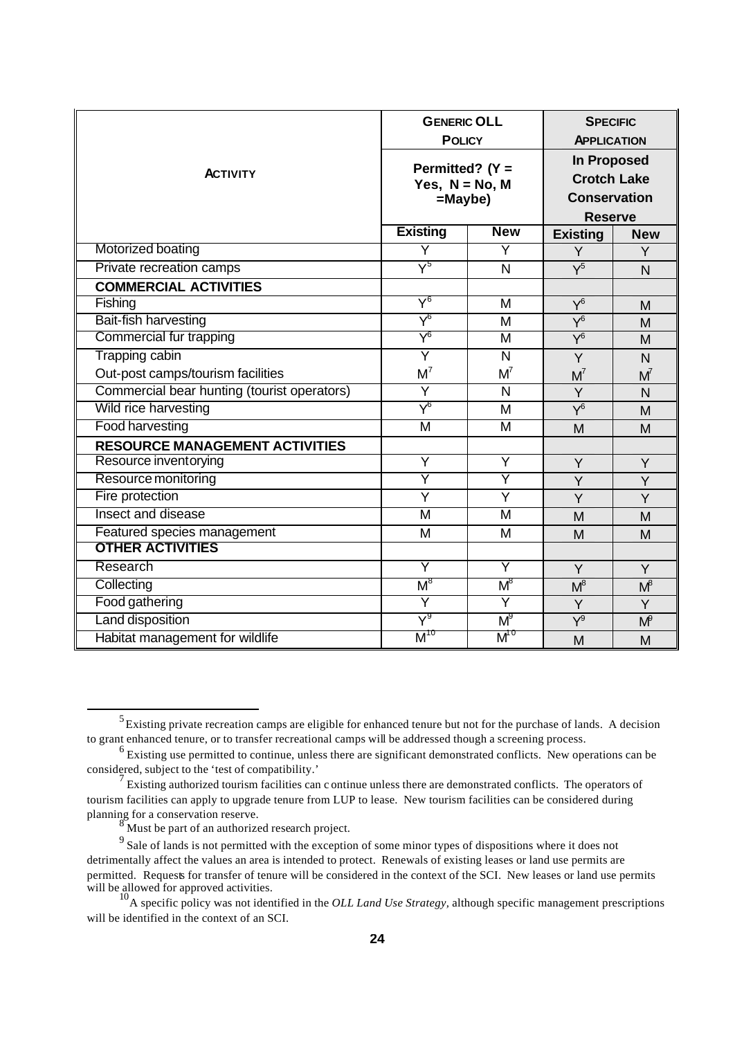| ACTIVITY | GENERIC OLL POLICY Permitted? (Y = Yes, N = No, M =Maybe) | | SPECIFIC APPLICATION In Proposed Crotch Lake Conservation Reserve | |
|---|---|---|---|---|
| | Existing | New | Existing | New |
| Motorized boating | Y | Y | Y | Y |
| Private recreation camps | Y[5] | N | Y[5] | N |
| **COMMERCIAL ACTIVITIES** | | | | |
| Fishing | Y[6] | M | Y[6] | M |
| Bait-fish harvesting | Y[6] | M | Y[6] | M |
| Commercial fur trapping | Y[6] | M | Y[6] | M |
| Trapping cabin | Y | N | Y | N |
| Out-post camps/tourism facilities | M[7] | M[7] | M[7] | M[7] |
| Commercial bear hunting (tourist operators) | Y | N | Y | N |
| Wild rice harvesting | Y[6] | M | Y[6] | M |
| Food harvesting | M | M | M | M |
| **RESOURCE MANAGEMENT ACTIVITIES** | | | | |
| Resource inventorying | Y | Y | Y | Y |
| Resource monitoring | Y | Y | Y | Y |
| Fire protection | Y | Y | Y | Y |
| Insect and disease | M | M | M | M |
| Featured species management | M | M | M | M |
| **OTHER ACTIVITIES** | | | | |
| Research | Y | Y | Y | Y |
| Collecting | M[8] | M[8] | M[8] | M[8] |
| Food gathering | Y | Y | Y | Y |
| Land disposition | Y[9] | M[9] | Y[9] | M[9] |
| Habitat management for wildlife | M[10] | M[10] | M | M |

[5] Existing private recreation camps are eligible for enhanced tenure but not for the purchase of lands. A decision to grant enhanced tenure, or to transfer recreational camps will be addressed though a screening process.

[6] Existing use permitted to continue, unless there are significant demonstrated conflicts. New operations can be considered, subject to the 'test of compatibility.'

[7] Existing authorized tourism facilities can continue unless there are demonstrated conflicts. The operators of tourism facilities can apply to upgrade tenure from LUP to lease. New tourism facilities can be considered during planning for a conservation reserve.

[8] Must be part of an authorized research project.

[9] Sale of lands is not permitted with the exception of some minor types of dispositions where it does not detrimentally affect the values an area is intended to protect. Renewals of existing leases or land use permits are permitted. Requests for transfer of tenure will be considered in the context of the SCI. New leases or land use permits will be allowed for approved activities.

[10] A specific policy was not identified in the *OLL Land Use Strategy,* although specific management prescriptions will be identified in the context of an SCI.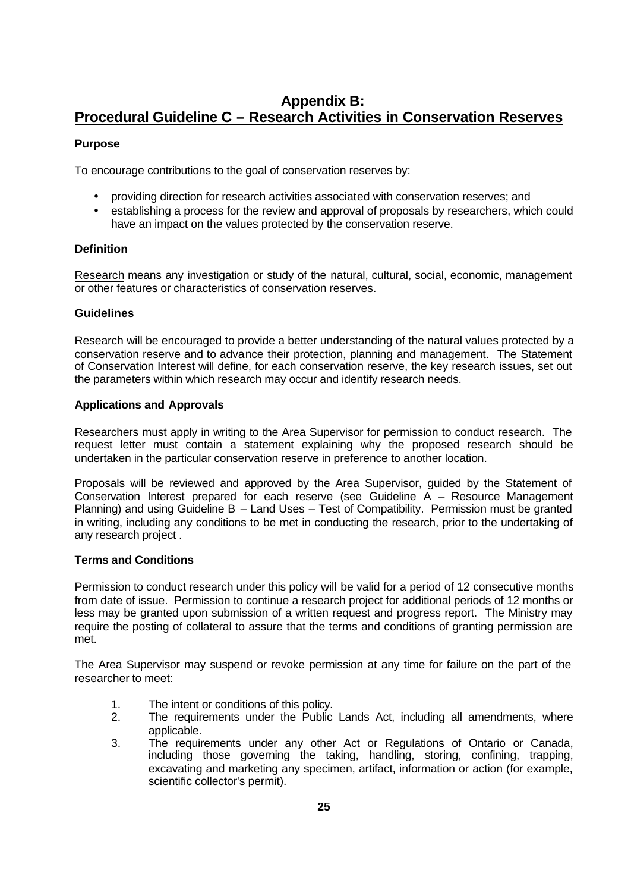## Appendix B:
## Procedural Guideline C – Research Activities in Conservation Reserves

**Purpose**

To encourage contributions to the goal of conservation reserves by:

- providing direction for research activities associated with conservation reserves; and
- establishing a process for the review and approval of proposals by researchers, which could have an impact on the values protected by the conservation reserve.

**Definition**

Research means any investigation or study of the natural, cultural, social, economic, management or other features or characteristics of conservation reserves.

**Guidelines**

Research will be encouraged to provide a better understanding of the natural values protected by a conservation reserve and to advance their protection, planning and management. The Statement of Conservation Interest will define, for each conservation reserve, the key research issues, set out the parameters within which research may occur and identify research needs.

**Applications and Approvals**

Researchers must apply in writing to the Area Supervisor for permission to conduct research. The request letter must contain a statement explaining why the proposed research should be undertaken in the particular conservation reserve in preference to another location.

Proposals will be reviewed and approved by the Area Supervisor, guided by the Statement of Conservation Interest prepared for each reserve (see Guideline A – Resource Management Planning) and using Guideline B – Land Uses – Test of Compatibility. Permission must be granted in writing, including any conditions to be met in conducting the research, prior to the undertaking of any research project .

**Terms and Conditions**

Permission to conduct research under this policy will be valid for a period of 12 consecutive months from date of issue. Permission to continue a research project for additional periods of 12 months or less may be granted upon submission of a written request and progress report. The Ministry may require the posting of collateral to assure that the terms and conditions of granting permission are met.

The Area Supervisor may suspend or revoke permission at any time for failure on the part of the researcher to meet:

1. The intent or conditions of this policy.
2. The requirements under the Public Lands Act, including all amendments, where applicable.
3. The requirements under any other Act or Regulations of Ontario or Canada, including those governing the taking, handling, storing, confining, trapping, excavating and marketing any specimen, artifact, information or action (for example, scientific collector's permit).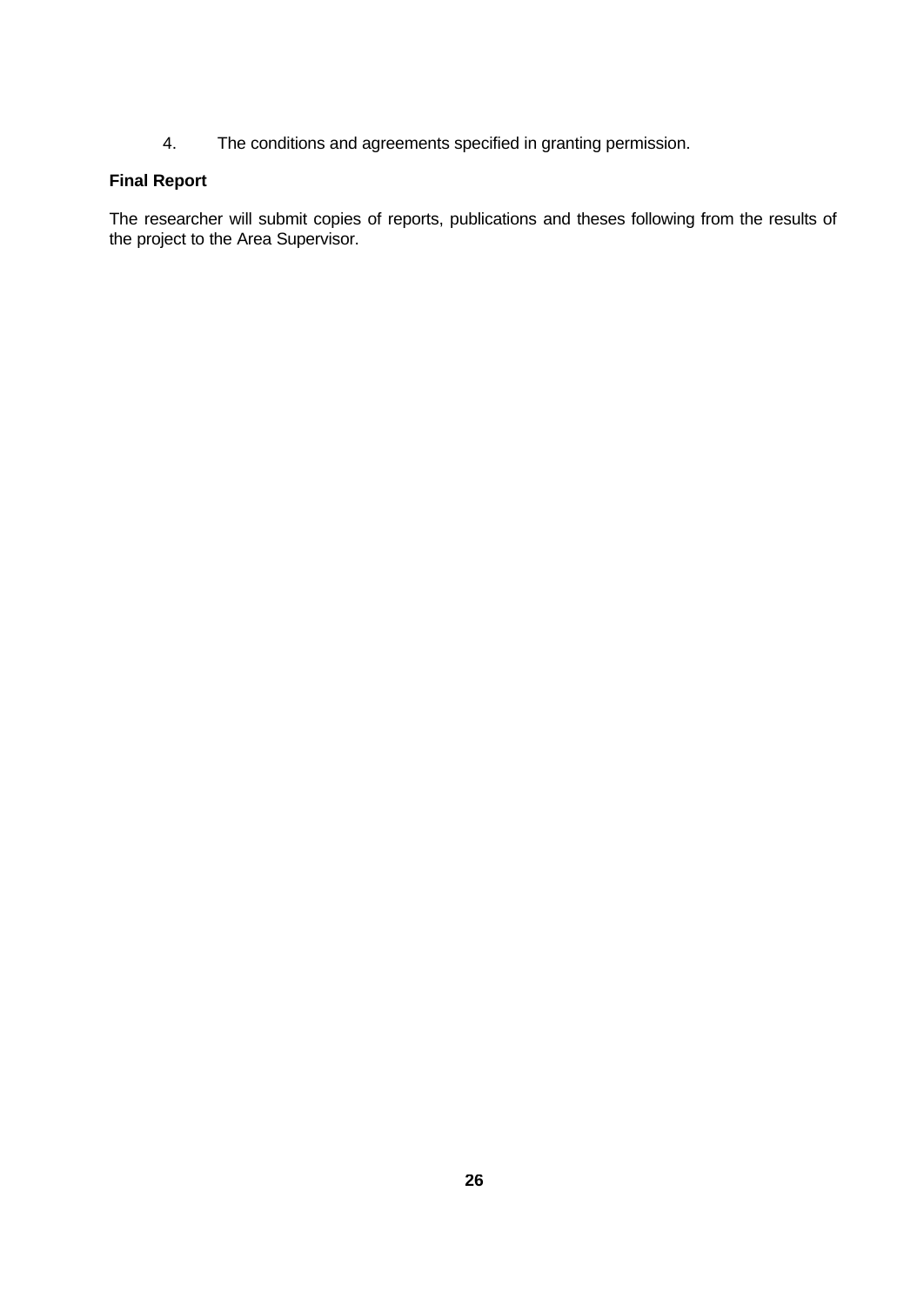4. The conditions and agreements specified in granting permission.

**Final Report**

The researcher will submit copies of reports, publications and theses following from the results of the project to the Area Supervisor.